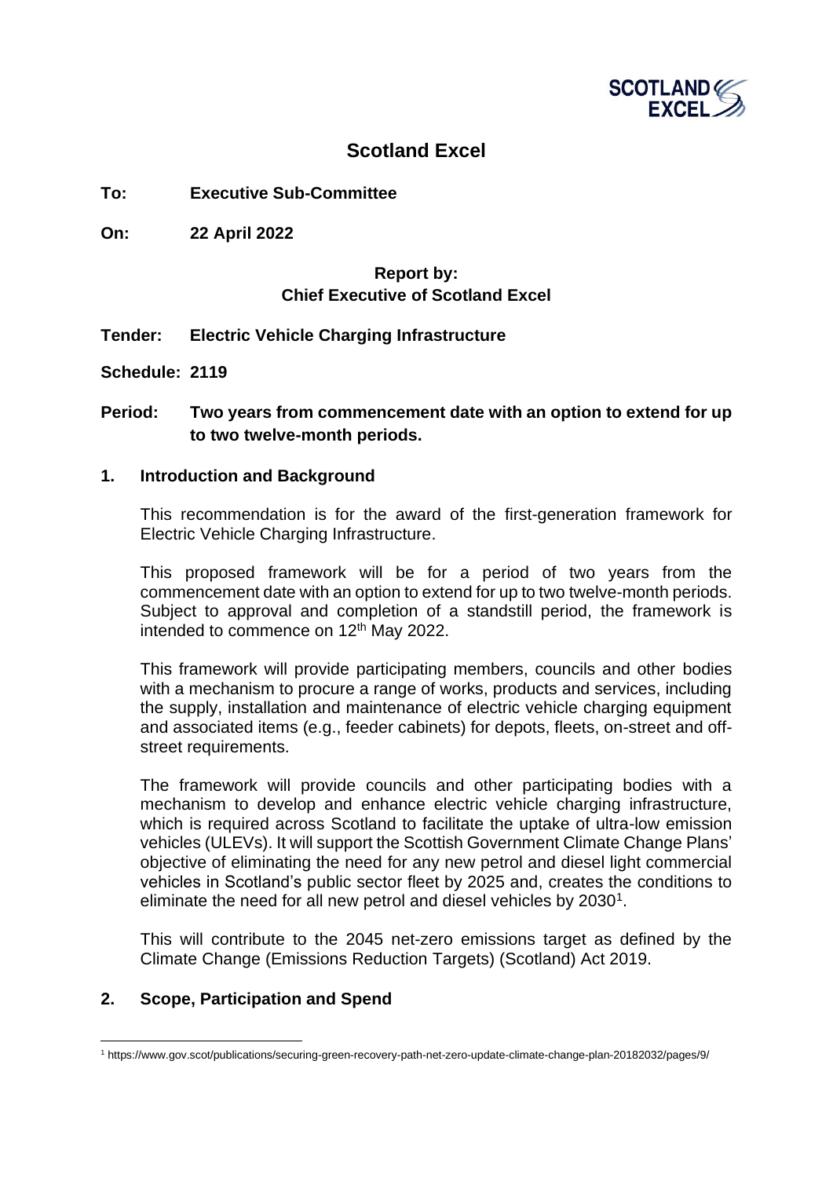# Scotland Excel

**To: Executive Sub-Committee**

**On: 22 April 2022**

**Report by:**
**Chief Executive of Scotland Excel**

**Tender: Electric Vehicle Charging Infrastructure**

**Schedule: 2119**

**Period: Two years from commencement date with an option to extend for up to two twelve-month periods.**

## 1. Introduction and Background

This recommendation is for the award of the first-generation framework for Electric Vehicle Charging Infrastructure.

This proposed framework will be for a period of two years from the commencement date with an option to extend for up to two twelve-month periods. Subject to approval and completion of a standstill period, the framework is intended to commence on 12th May 2022.

This framework will provide participating members, councils and other bodies with a mechanism to procure a range of works, products and services, including the supply, installation and maintenance of electric vehicle charging equipment and associated items (e.g., feeder cabinets) for depots, fleets, on-street and off-street requirements.

The framework will provide councils and other participating bodies with a mechanism to develop and enhance electric vehicle charging infrastructure, which is required across Scotland to facilitate the uptake of ultra-low emission vehicles (ULEVs). It will support the Scottish Government Climate Change Plans' objective of eliminating the need for any new petrol and diesel light commercial vehicles in Scotland's public sector fleet by 2025 and, creates the conditions to eliminate the need for all new petrol and diesel vehicles by 2030[1].

This will contribute to the 2045 net-zero emissions target as defined by the Climate Change (Emissions Reduction Targets) (Scotland) Act 2019.

## 2. Scope, Participation and Spend

[1] https://www.gov.scot/publications/securing-green-recovery-path-net-zero-update-climate-change-plan-20182032/pages/9/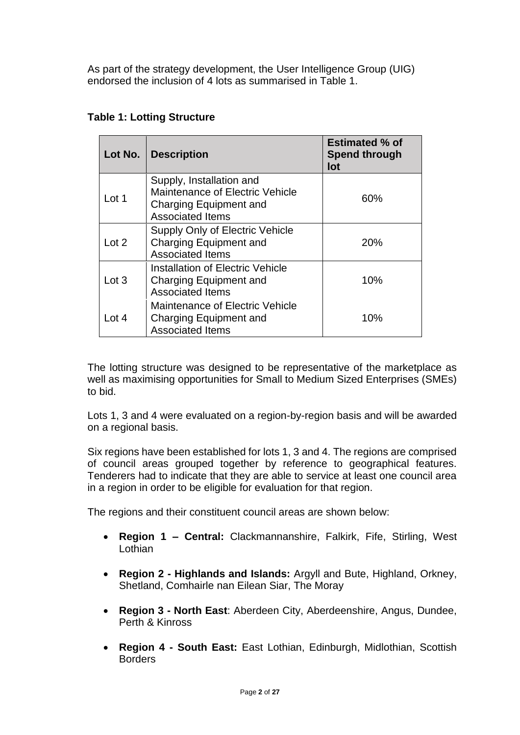As part of the strategy development, the User Intelligence Group (UIG) endorsed the inclusion of 4 lots as summarised in Table 1.

**Table 1: Lotting Structure**

| Lot No. | Description | Estimated % of Spend through lot |
|---|---|---|
| Lot 1 | Supply, Installation and Maintenance of Electric Vehicle Charging Equipment and Associated Items | 60% |
| Lot 2 | Supply Only of Electric Vehicle Charging Equipment and Associated Items | 20% |
| Lot 3 | Installation of Electric Vehicle Charging Equipment and Associated Items | 10% |
| Lot 4 | Maintenance of Electric Vehicle Charging Equipment and Associated Items | 10% |

The lotting structure was designed to be representative of the marketplace as well as maximising opportunities for Small to Medium Sized Enterprises (SMEs) to bid.

Lots 1, 3 and 4 were evaluated on a region-by-region basis and will be awarded on a regional basis.

Six regions have been established for lots 1, 3 and 4. The regions are comprised of council areas grouped together by reference to geographical features. Tenderers had to indicate that they are able to service at least one council area in a region in order to be eligible for evaluation for that region.

The regions and their constituent council areas are shown below:

- **Region 1 – Central:** Clackmannanshire, Falkirk, Fife, Stirling, West Lothian
- **Region 2 - Highlands and Islands:** Argyll and Bute, Highland, Orkney, Shetland, Comhairle nan Eilean Siar, The Moray
- **Region 3 - North East**: Aberdeen City, Aberdeenshire, Angus, Dundee, Perth & Kinross
- **Region 4 - South East:** East Lothian, Edinburgh, Midlothian, Scottish Borders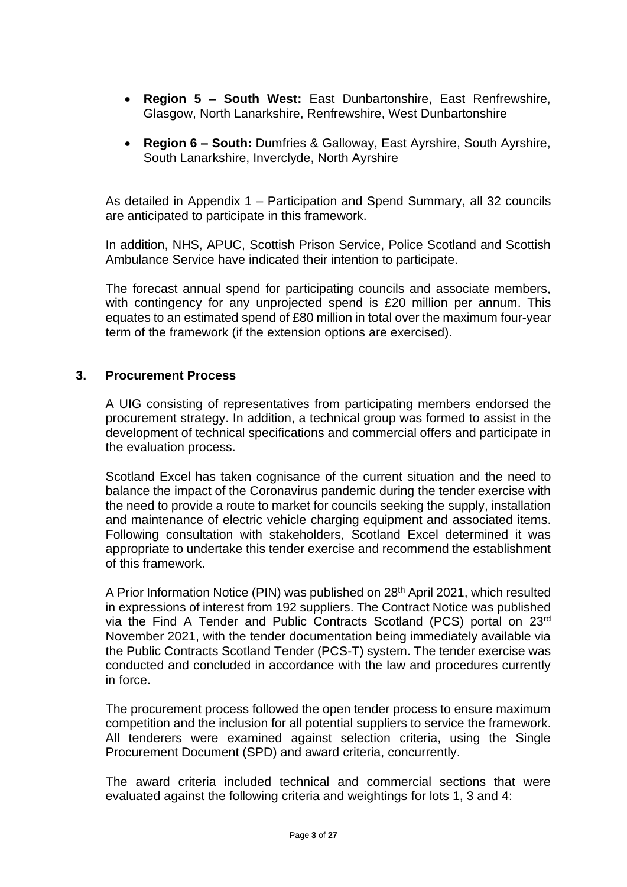- **Region 5 – South West:** East Dunbartonshire, East Renfrewshire, Glasgow, North Lanarkshire, Renfrewshire, West Dunbartonshire
- **Region 6 – South:** Dumfries & Galloway, East Ayrshire, South Ayrshire, South Lanarkshire, Inverclyde, North Ayrshire

As detailed in Appendix 1 – Participation and Spend Summary, all 32 councils are anticipated to participate in this framework.

In addition, NHS, APUC, Scottish Prison Service, Police Scotland and Scottish Ambulance Service have indicated their intention to participate.

The forecast annual spend for participating councils and associate members, with contingency for any unprojected spend is £20 million per annum. This equates to an estimated spend of £80 million in total over the maximum four-year term of the framework (if the extension options are exercised).

## 3. Procurement Process

A UIG consisting of representatives from participating members endorsed the procurement strategy. In addition, a technical group was formed to assist in the development of technical specifications and commercial offers and participate in the evaluation process.

Scotland Excel has taken cognisance of the current situation and the need to balance the impact of the Coronavirus pandemic during the tender exercise with the need to provide a route to market for councils seeking the supply, installation and maintenance of electric vehicle charging equipment and associated items. Following consultation with stakeholders, Scotland Excel determined it was appropriate to undertake this tender exercise and recommend the establishment of this framework.

A Prior Information Notice (PIN) was published on 28th April 2021, which resulted in expressions of interest from 192 suppliers. The Contract Notice was published via the Find A Tender and Public Contracts Scotland (PCS) portal on 23rd November 2021, with the tender documentation being immediately available via the Public Contracts Scotland Tender (PCS-T) system. The tender exercise was conducted and concluded in accordance with the law and procedures currently in force.

The procurement process followed the open tender process to ensure maximum competition and the inclusion for all potential suppliers to service the framework. All tenderers were examined against selection criteria, using the Single Procurement Document (SPD) and award criteria, concurrently.

The award criteria included technical and commercial sections that were evaluated against the following criteria and weightings for lots 1, 3 and 4: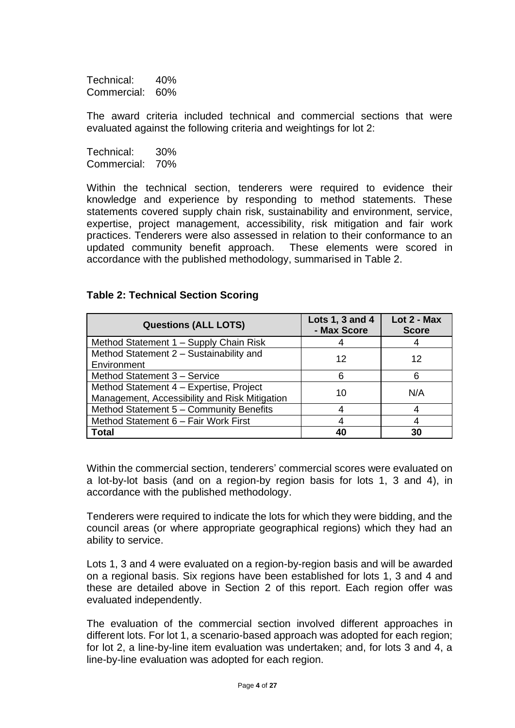Technical: 40%
Commercial: 60%

The award criteria included technical and commercial sections that were evaluated against the following criteria and weightings for lot 2:

Technical: 30%
Commercial: 70%

Within the technical section, tenderers were required to evidence their knowledge and experience by responding to method statements. These statements covered supply chain risk, sustainability and environment, service, expertise, project management, accessibility, risk mitigation and fair work practices. Tenderers were also assessed in relation to their conformance to an updated community benefit approach. These elements were scored in accordance with the published methodology, summarised in Table 2.

**Table 2: Technical Section Scoring**

| Questions (ALL LOTS) | Lots 1, 3 and 4 - Max Score | Lot 2 - Max Score |
|---|---|---|
| Method Statement 1 – Supply Chain Risk | 4 | 4 |
| Method Statement 2 – Sustainability and Environment | 12 | 12 |
| Method Statement 3 – Service | 6 | 6 |
| Method Statement 4 – Expertise, Project Management, Accessibility and Risk Mitigation | 10 | N/A |
| Method Statement 5 – Community Benefits | 4 | 4 |
| Method Statement 6 – Fair Work First | 4 | 4 |
| **Total** | **40** | **30** |

Within the commercial section, tenderers' commercial scores were evaluated on a lot-by-lot basis (and on a region-by region basis for lots 1, 3 and 4), in accordance with the published methodology.

Tenderers were required to indicate the lots for which they were bidding, and the council areas (or where appropriate geographical regions) which they had an ability to service.

Lots 1, 3 and 4 were evaluated on a region-by-region basis and will be awarded on a regional basis. Six regions have been established for lots 1, 3 and 4 and these are detailed above in Section 2 of this report. Each region offer was evaluated independently.

The evaluation of the commercial section involved different approaches in different lots. For lot 1, a scenario-based approach was adopted for each region; for lot 2, a line-by-line item evaluation was undertaken; and, for lots 3 and 4, a line-by-line evaluation was adopted for each region.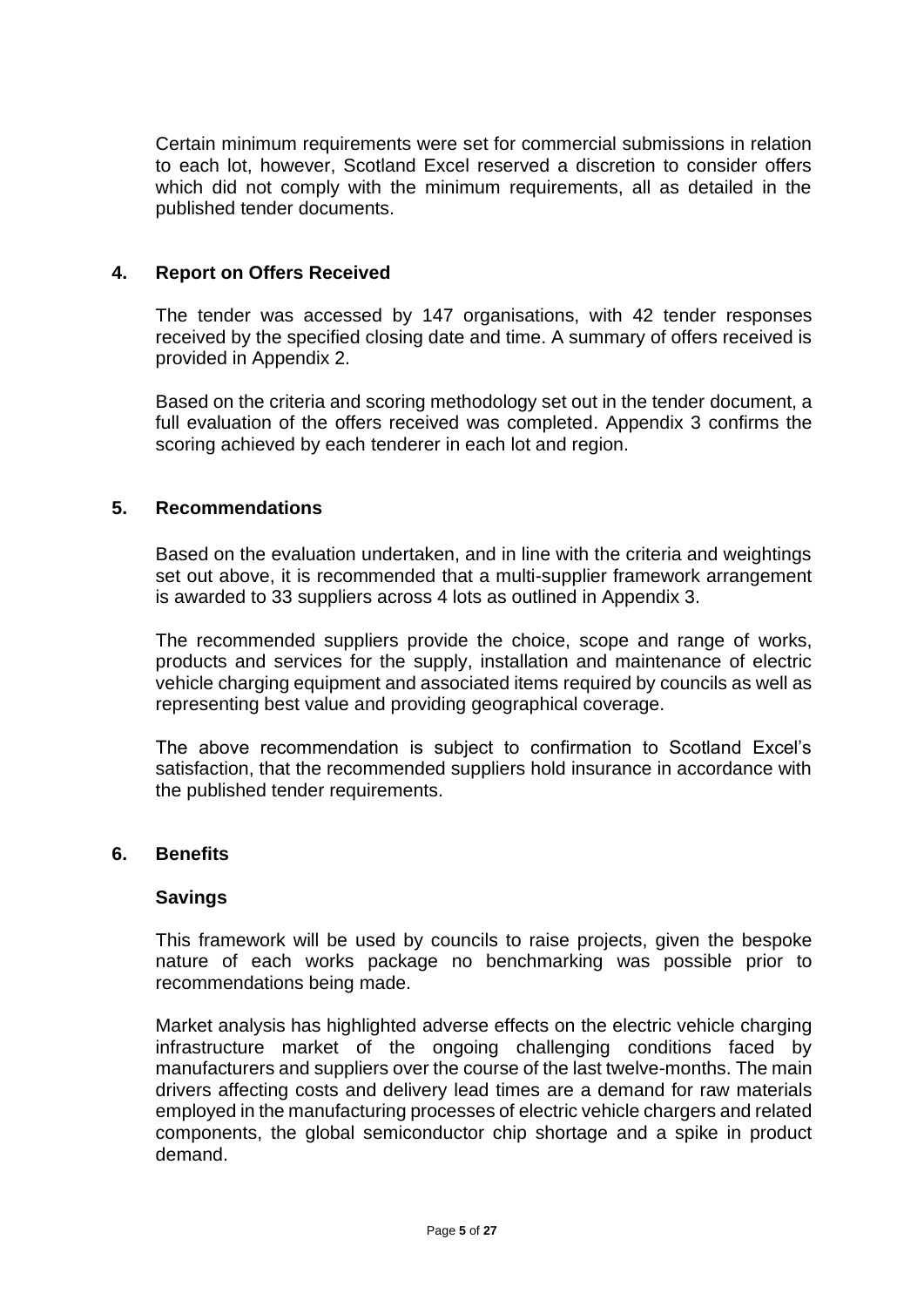Certain minimum requirements were set for commercial submissions in relation to each lot, however, Scotland Excel reserved a discretion to consider offers which did not comply with the minimum requirements, all as detailed in the published tender documents.

## 4. Report on Offers Received

The tender was accessed by 147 organisations, with 42 tender responses received by the specified closing date and time. A summary of offers received is provided in Appendix 2.

Based on the criteria and scoring methodology set out in the tender document, a full evaluation of the offers received was completed. Appendix 3 confirms the scoring achieved by each tenderer in each lot and region.

## 5. Recommendations

Based on the evaluation undertaken, and in line with the criteria and weightings set out above, it is recommended that a multi-supplier framework arrangement is awarded to 33 suppliers across 4 lots as outlined in Appendix 3.

The recommended suppliers provide the choice, scope and range of works, products and services for the supply, installation and maintenance of electric vehicle charging equipment and associated items required by councils as well as representing best value and providing geographical coverage.

The above recommendation is subject to confirmation to Scotland Excel's satisfaction, that the recommended suppliers hold insurance in accordance with the published tender requirements.

## 6. Benefits

### Savings

This framework will be used by councils to raise projects, given the bespoke nature of each works package no benchmarking was possible prior to recommendations being made.

Market analysis has highlighted adverse effects on the electric vehicle charging infrastructure market of the ongoing challenging conditions faced by manufacturers and suppliers over the course of the last twelve-months. The main drivers affecting costs and delivery lead times are a demand for raw materials employed in the manufacturing processes of electric vehicle chargers and related components, the global semiconductor chip shortage and a spike in product demand.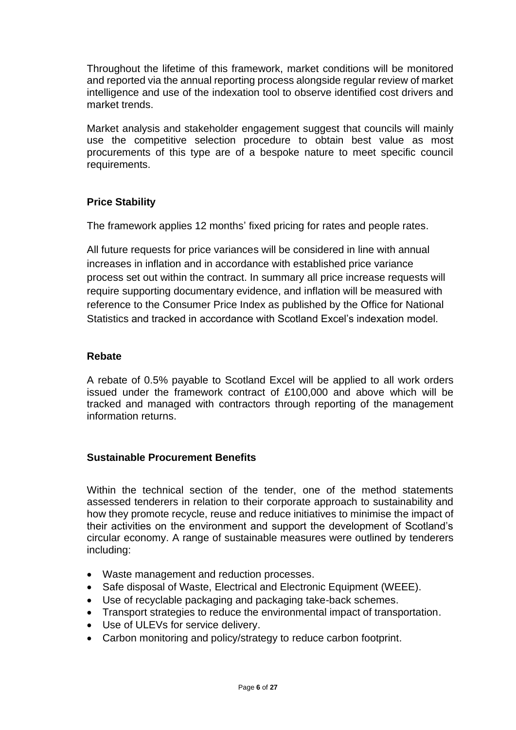Throughout the lifetime of this framework, market conditions will be monitored and reported via the annual reporting process alongside regular review of market intelligence and use of the indexation tool to observe identified cost drivers and market trends.

Market analysis and stakeholder engagement suggest that councils will mainly use the competitive selection procedure to obtain best value as most procurements of this type are of a bespoke nature to meet specific council requirements.

**Price Stability**

The framework applies 12 months' fixed pricing for rates and people rates.

All future requests for price variances will be considered in line with annual increases in inflation and in accordance with established price variance process set out within the contract. In summary all price increase requests will require supporting documentary evidence, and inflation will be measured with reference to the Consumer Price Index as published by the Office for National Statistics and tracked in accordance with Scotland Excel's indexation model.

**Rebate**

A rebate of 0.5% payable to Scotland Excel will be applied to all work orders issued under the framework contract of £100,000 and above which will be tracked and managed with contractors through reporting of the management information returns.

**Sustainable Procurement Benefits**

Within the technical section of the tender, one of the method statements assessed tenderers in relation to their corporate approach to sustainability and how they promote recycle, reuse and reduce initiatives to minimise the impact of their activities on the environment and support the development of Scotland's circular economy. A range of sustainable measures were outlined by tenderers including:

- Waste management and reduction processes.
- Safe disposal of Waste, Electrical and Electronic Equipment (WEEE).
- Use of recyclable packaging and packaging take-back schemes.
- Transport strategies to reduce the environmental impact of transportation.
- Use of ULEVs for service delivery.
- Carbon monitoring and policy/strategy to reduce carbon footprint.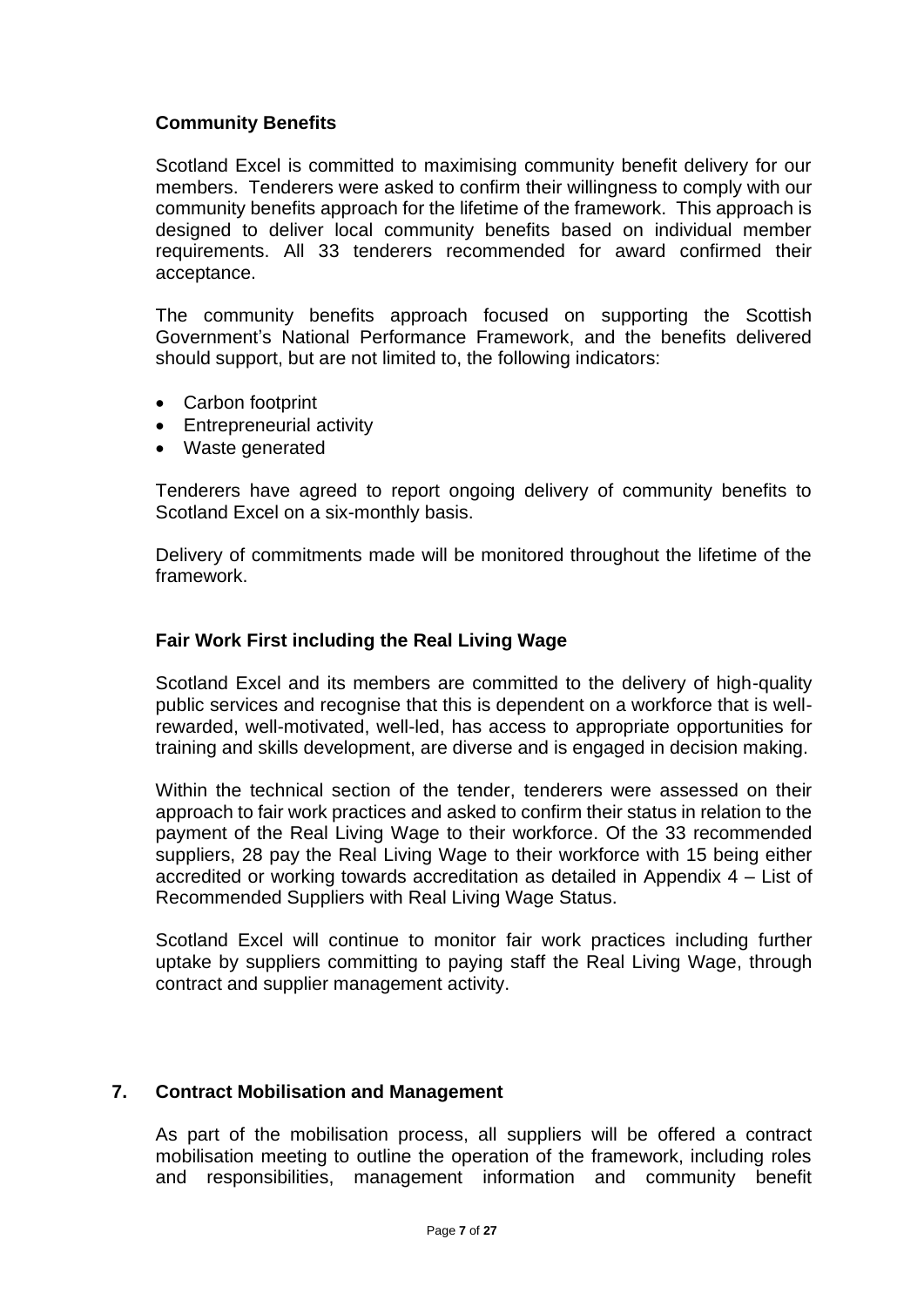### Community Benefits

Scotland Excel is committed to maximising community benefit delivery for our members. Tenderers were asked to confirm their willingness to comply with our community benefits approach for the lifetime of the framework. This approach is designed to deliver local community benefits based on individual member requirements. All 33 tenderers recommended for award confirmed their acceptance.

The community benefits approach focused on supporting the Scottish Government's National Performance Framework, and the benefits delivered should support, but are not limited to, the following indicators:

- Carbon footprint
- Entrepreneurial activity
- Waste generated

Tenderers have agreed to report ongoing delivery of community benefits to Scotland Excel on a six-monthly basis.

Delivery of commitments made will be monitored throughout the lifetime of the framework.

### Fair Work First including the Real Living Wage

Scotland Excel and its members are committed to the delivery of high-quality public services and recognise that this is dependent on a workforce that is well-rewarded, well-motivated, well-led, has access to appropriate opportunities for training and skills development, are diverse and is engaged in decision making.

Within the technical section of the tender, tenderers were assessed on their approach to fair work practices and asked to confirm their status in relation to the payment of the Real Living Wage to their workforce. Of the 33 recommended suppliers, 28 pay the Real Living Wage to their workforce with 15 being either accredited or working towards accreditation as detailed in Appendix 4 – List of Recommended Suppliers with Real Living Wage Status.

Scotland Excel will continue to monitor fair work practices including further uptake by suppliers committing to paying staff the Real Living Wage, through contract and supplier management activity.

## 7. Contract Mobilisation and Management

As part of the mobilisation process, all suppliers will be offered a contract mobilisation meeting to outline the operation of the framework, including roles and responsibilities, management information and community benefit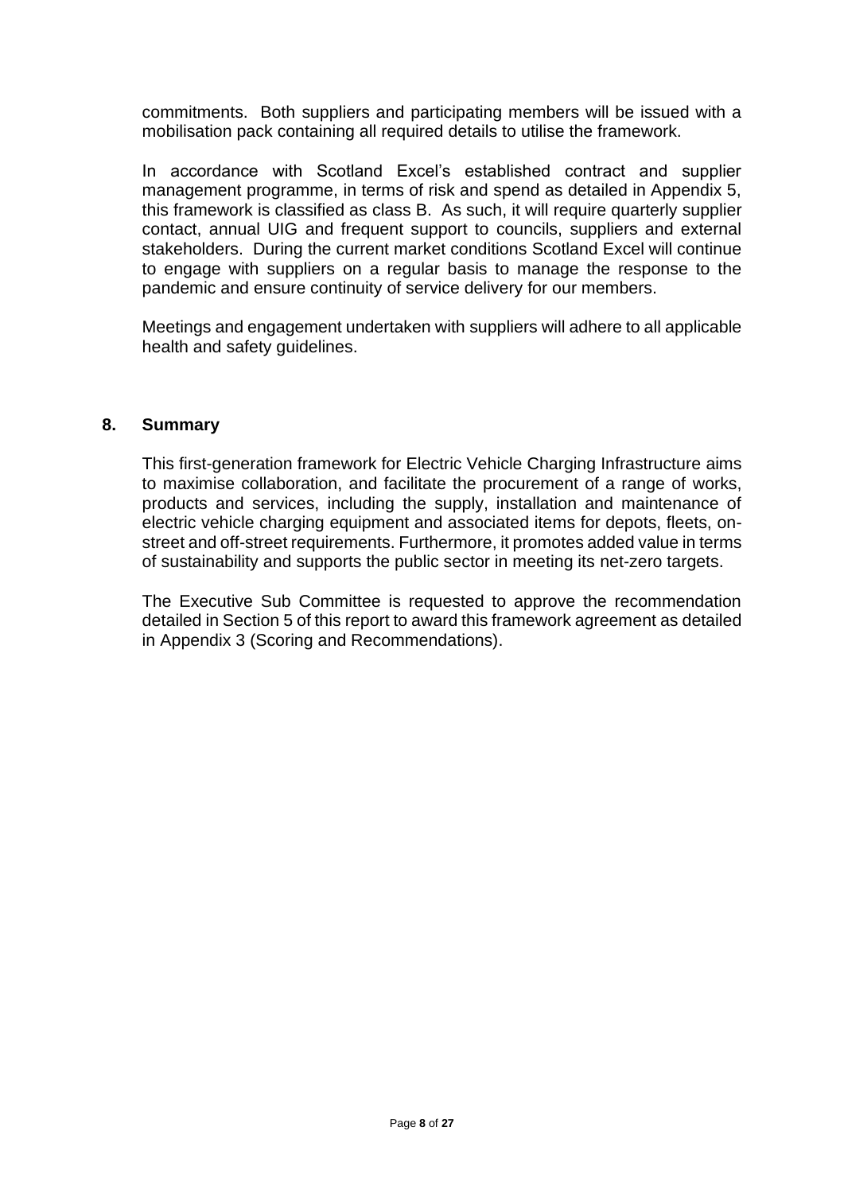commitments. Both suppliers and participating members will be issued with a mobilisation pack containing all required details to utilise the framework.

In accordance with Scotland Excel's established contract and supplier management programme, in terms of risk and spend as detailed in Appendix 5, this framework is classified as class B. As such, it will require quarterly supplier contact, annual UIG and frequent support to councils, suppliers and external stakeholders. During the current market conditions Scotland Excel will continue to engage with suppliers on a regular basis to manage the response to the pandemic and ensure continuity of service delivery for our members.

Meetings and engagement undertaken with suppliers will adhere to all applicable health and safety guidelines.

## 8. Summary

This first-generation framework for Electric Vehicle Charging Infrastructure aims to maximise collaboration, and facilitate the procurement of a range of works, products and services, including the supply, installation and maintenance of electric vehicle charging equipment and associated items for depots, fleets, on-street and off-street requirements. Furthermore, it promotes added value in terms of sustainability and supports the public sector in meeting its net-zero targets.

The Executive Sub Committee is requested to approve the recommendation detailed in Section 5 of this report to award this framework agreement as detailed in Appendix 3 (Scoring and Recommendations).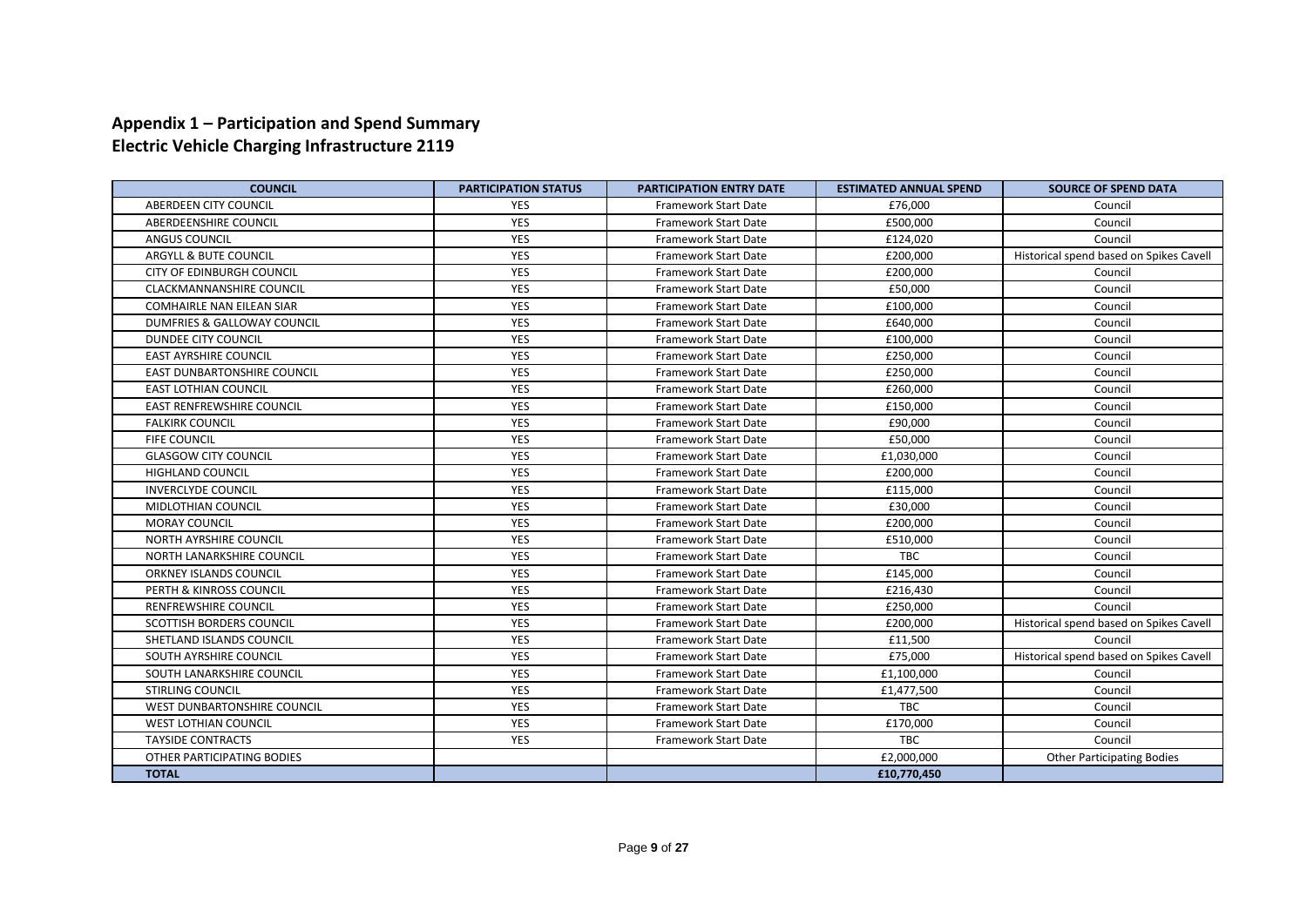## Appendix 1 – Participation and Spend Summary
## Electric Vehicle Charging Infrastructure 2119

| COUNCIL | PARTICIPATION STATUS | PARTICIPATION ENTRY DATE | ESTIMATED ANNUAL SPEND | SOURCE OF SPEND DATA |
|---|---|---|---|---|
| ABERDEEN CITY COUNCIL | YES | Framework Start Date | £76,000 | Council |
| ABERDEENSHIRE COUNCIL | YES | Framework Start Date | £500,000 | Council |
| ANGUS COUNCIL | YES | Framework Start Date | £124,020 | Council |
| ARGYLL & BUTE COUNCIL | YES | Framework Start Date | £200,000 | Historical spend based on Spikes Cavell |
| CITY OF EDINBURGH COUNCIL | YES | Framework Start Date | £200,000 | Council |
| CLACKMANNANSHIRE COUNCIL | YES | Framework Start Date | £50,000 | Council |
| COMHAIRLE NAN EILEAN SIAR | YES | Framework Start Date | £100,000 | Council |
| DUMFRIES & GALLOWAY COUNCIL | YES | Framework Start Date | £640,000 | Council |
| DUNDEE CITY COUNCIL | YES | Framework Start Date | £100,000 | Council |
| EAST AYRSHIRE COUNCIL | YES | Framework Start Date | £250,000 | Council |
| EAST DUNBARTONSHIRE COUNCIL | YES | Framework Start Date | £250,000 | Council |
| EAST LOTHIAN COUNCIL | YES | Framework Start Date | £260,000 | Council |
| EAST RENFREWSHIRE COUNCIL | YES | Framework Start Date | £150,000 | Council |
| FALKIRK COUNCIL | YES | Framework Start Date | £90,000 | Council |
| FIFE COUNCIL | YES | Framework Start Date | £50,000 | Council |
| GLASGOW CITY COUNCIL | YES | Framework Start Date | £1,030,000 | Council |
| HIGHLAND COUNCIL | YES | Framework Start Date | £200,000 | Council |
| INVERCLYDE COUNCIL | YES | Framework Start Date | £115,000 | Council |
| MIDLOTHIAN COUNCIL | YES | Framework Start Date | £30,000 | Council |
| MORAY COUNCIL | YES | Framework Start Date | £200,000 | Council |
| NORTH AYRSHIRE COUNCIL | YES | Framework Start Date | £510,000 | Council |
| NORTH LANARKSHIRE COUNCIL | YES | Framework Start Date | TBC | Council |
| ORKNEY ISLANDS COUNCIL | YES | Framework Start Date | £145,000 | Council |
| PERTH & KINROSS COUNCIL | YES | Framework Start Date | £216,430 | Council |
| RENFREWSHIRE COUNCIL | YES | Framework Start Date | £250,000 | Council |
| SCOTTISH BORDERS COUNCIL | YES | Framework Start Date | £200,000 | Historical spend based on Spikes Cavell |
| SHETLAND ISLANDS COUNCIL | YES | Framework Start Date | £11,500 | Council |
| SOUTH AYRSHIRE COUNCIL | YES | Framework Start Date | £75,000 | Historical spend based on Spikes Cavell |
| SOUTH LANARKSHIRE COUNCIL | YES | Framework Start Date | £1,100,000 | Council |
| STIRLING COUNCIL | YES | Framework Start Date | £1,477,500 | Council |
| WEST DUNBARTONSHIRE COUNCIL | YES | Framework Start Date | TBC | Council |
| WEST LOTHIAN COUNCIL | YES | Framework Start Date | £170,000 | Council |
| TAYSIDE CONTRACTS | YES | Framework Start Date | TBC | Council |
| OTHER PARTICIPATING BODIES | | | £2,000,000 | Other Participating Bodies |
| **TOTAL** | | | **£10,770,450** | |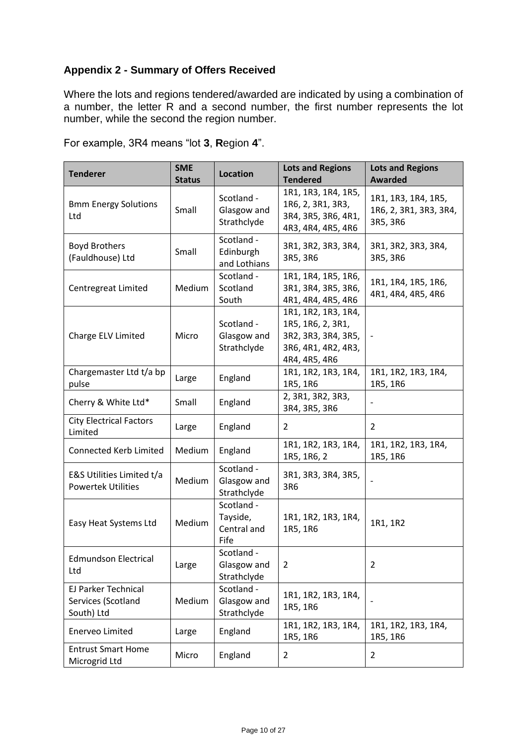## Appendix 2 - Summary of Offers Received

Where the lots and regions tendered/awarded are indicated by using a combination of a number, the letter R and a second number, the first number represents the lot number, while the second the region number.

For example, 3R4 means “lot **3**, **R**egion **4**”.

| Tenderer | SME Status | Location | Lots and Regions Tendered | Lots and Regions Awarded |
|---|---|---|---|---|
| Bmm Energy Solutions Ltd | Small | Scotland - Glasgow and Strathclyde | 1R1, 1R3, 1R4, 1R5, 1R6, 2, 3R1, 3R3, 3R4, 3R5, 3R6, 4R1, 4R3, 4R4, 4R5, 4R6 | 1R1, 1R3, 1R4, 1R5, 1R6, 2, 3R1, 3R3, 3R4, 3R5, 3R6 |
| Boyd Brothers (Fauldhouse) Ltd | Small | Scotland - Edinburgh and Lothians | 3R1, 3R2, 3R3, 3R4, 3R5, 3R6 | 3R1, 3R2, 3R3, 3R4, 3R5, 3R6 |
| Centregreat Limited | Medium | Scotland - Scotland South | 1R1, 1R4, 1R5, 1R6, 3R1, 3R4, 3R5, 3R6, 4R1, 4R4, 4R5, 4R6 | 1R1, 1R4, 1R5, 1R6, 4R1, 4R4, 4R5, 4R6 |
| Charge ELV Limited | Micro | Scotland - Glasgow and Strathclyde | 1R1, 1R2, 1R3, 1R4, 1R5, 1R6, 2, 3R1, 3R2, 3R3, 3R4, 3R5, 3R6, 4R1, 4R2, 4R3, 4R4, 4R5, 4R6 | - |
| Chargemaster Ltd t/a bp pulse | Large | England | 1R1, 1R2, 1R3, 1R4, 1R5, 1R6 | 1R1, 1R2, 1R3, 1R4, 1R5, 1R6 |
| Cherry & White Ltd* | Small | England | 2, 3R1, 3R2, 3R3, 3R4, 3R5, 3R6 | - |
| City Electrical Factors Limited | Large | England | 2 | 2 |
| Connected Kerb Limited | Medium | England | 1R1, 1R2, 1R3, 1R4, 1R5, 1R6, 2 | 1R1, 1R2, 1R3, 1R4, 1R5, 1R6 |
| E&S Utilities Limited t/a Powertek Utilities | Medium | Scotland - Glasgow and Strathclyde | 3R1, 3R3, 3R4, 3R5, 3R6 | - |
| Easy Heat Systems Ltd | Medium | Scotland - Tayside, Central and Fife | 1R1, 1R2, 1R3, 1R4, 1R5, 1R6 | 1R1, 1R2 |
| Edmundson Electrical Ltd | Large | Scotland - Glasgow and Strathclyde | 2 | 2 |
| EJ Parker Technical Services (Scotland South) Ltd | Medium | Scotland - Glasgow and Strathclyde | 1R1, 1R2, 1R3, 1R4, 1R5, 1R6 | - |
| Enerveo Limited | Large | England | 1R1, 1R2, 1R3, 1R4, 1R5, 1R6 | 1R1, 1R2, 1R3, 1R4, 1R5, 1R6 |
| Entrust Smart Home Microgrid Ltd | Micro | England | 2 | 2 |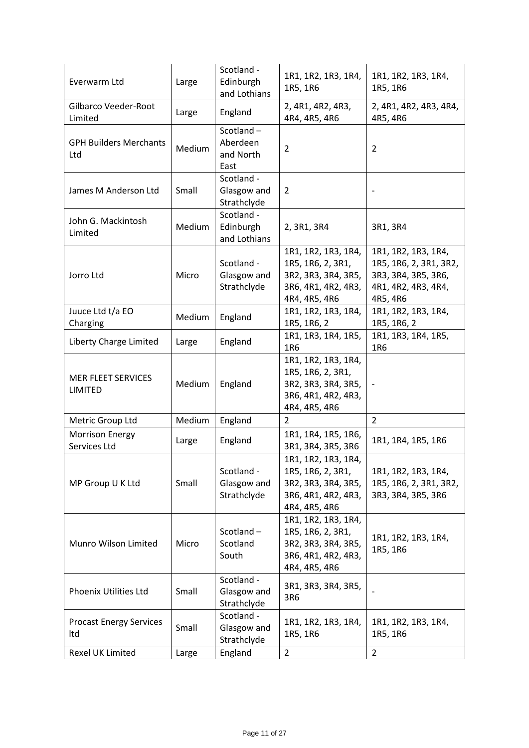| | | | | |
|---|---|---|---|---|
| Everwarm Ltd | Large | Scotland - Edinburgh and Lothians | 1R1, 1R2, 1R3, 1R4, 1R5, 1R6 | 1R1, 1R2, 1R3, 1R4, 1R5, 1R6 |
| Gilbarco Veeder-Root Limited | Large | England | 2, 4R1, 4R2, 4R3, 4R4, 4R5, 4R6 | 2, 4R1, 4R2, 4R3, 4R4, 4R5, 4R6 |
| GPH Builders Merchants Ltd | Medium | Scotland – Aberdeen and North East | 2 | 2 |
| James M Anderson Ltd | Small | Scotland - Glasgow and Strathclyde | 2 | - |
| John G. Mackintosh Limited | Medium | Scotland - Edinburgh and Lothians | 2, 3R1, 3R4 | 3R1, 3R4 |
| Jorro Ltd | Micro | Scotland - Glasgow and Strathclyde | 1R1, 1R2, 1R3, 1R4, 1R5, 1R6, 2, 3R1, 3R2, 3R3, 3R4, 3R5, 3R6, 4R1, 4R2, 4R3, 4R4, 4R5, 4R6 | 1R1, 1R2, 1R3, 1R4, 1R5, 1R6, 2, 3R1, 3R2, 3R3, 3R4, 3R5, 3R6, 4R1, 4R2, 4R3, 4R4, 4R5, 4R6 |
| Juuce Ltd t/a EO Charging | Medium | England | 1R1, 1R2, 1R3, 1R4, 1R5, 1R6, 2 | 1R1, 1R2, 1R3, 1R4, 1R5, 1R6, 2 |
| Liberty Charge Limited | Large | England | 1R1, 1R3, 1R4, 1R5, 1R6 | 1R1, 1R3, 1R4, 1R5, 1R6 |
| MER FLEET SERVICES LIMITED | Medium | England | 1R1, 1R2, 1R3, 1R4, 1R5, 1R6, 2, 3R1, 3R2, 3R3, 3R4, 3R5, 3R6, 4R1, 4R2, 4R3, 4R4, 4R5, 4R6 | - |
| Metric Group Ltd | Medium | England | 2 | 2 |
| Morrison Energy Services Ltd | Large | England | 1R1, 1R4, 1R5, 1R6, 3R1, 3R4, 3R5, 3R6 | 1R1, 1R4, 1R5, 1R6 |
| MP Group U K Ltd | Small | Scotland - Glasgow and Strathclyde | 1R1, 1R2, 1R3, 1R4, 1R5, 1R6, 2, 3R1, 3R2, 3R3, 3R4, 3R5, 3R6, 4R1, 4R2, 4R3, 4R4, 4R5, 4R6 | 1R1, 1R2, 1R3, 1R4, 1R5, 1R6, 2, 3R1, 3R2, 3R3, 3R4, 3R5, 3R6 |
| Munro Wilson Limited | Micro | Scotland – Scotland South | 1R1, 1R2, 1R3, 1R4, 1R5, 1R6, 2, 3R1, 3R2, 3R3, 3R4, 3R5, 3R6, 4R1, 4R2, 4R3, 4R4, 4R5, 4R6 | 1R1, 1R2, 1R3, 1R4, 1R5, 1R6 |
| Phoenix Utilities Ltd | Small | Scotland - Glasgow and Strathclyde | 3R1, 3R3, 3R4, 3R5, 3R6 | - |
| Procast Energy Services ltd | Small | Scotland - Glasgow and Strathclyde | 1R1, 1R2, 1R3, 1R4, 1R5, 1R6 | 1R1, 1R2, 1R3, 1R4, 1R5, 1R6 |
| Rexel UK Limited | Large | England | 2 | 2 |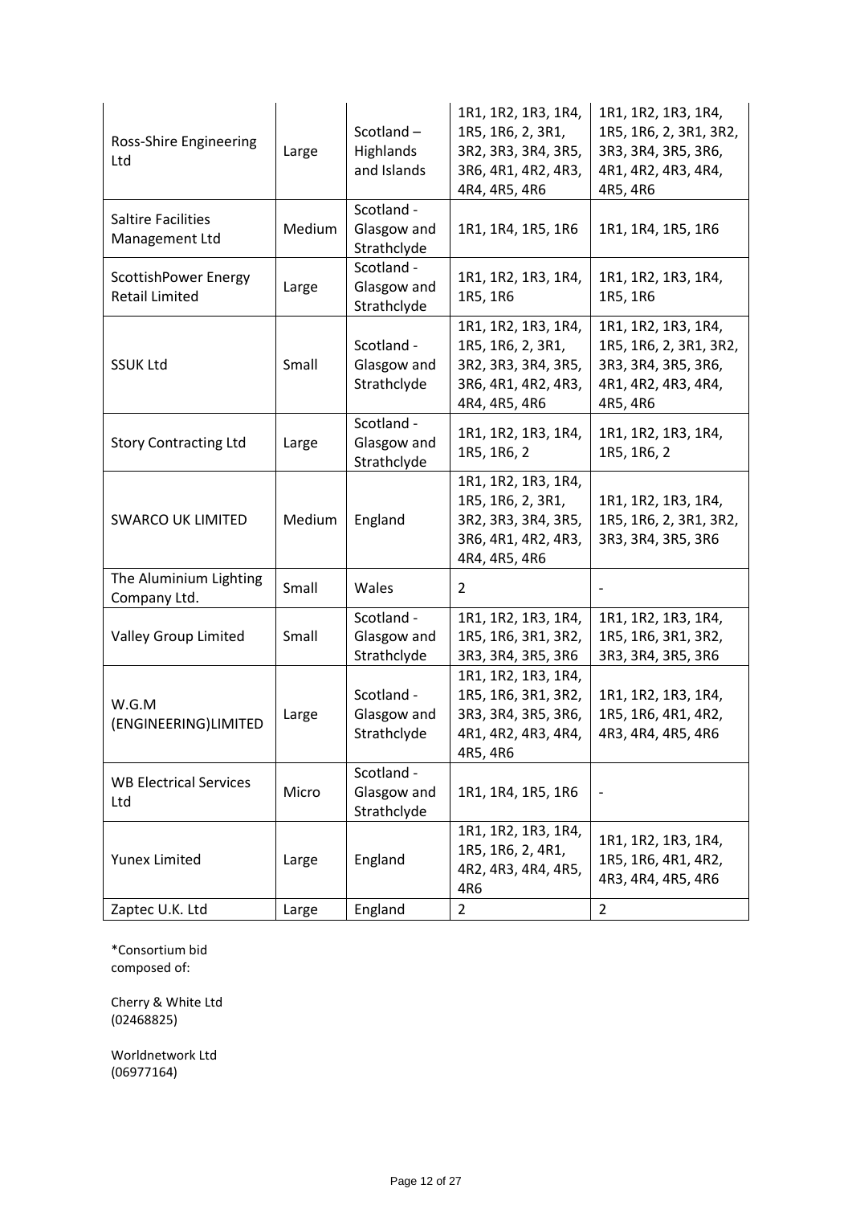| | | | | |
|---|---|---|---|---|
| Ross-Shire Engineering Ltd | Large | Scotland – Highlands and Islands | 1R1, 1R2, 1R3, 1R4, 1R5, 1R6, 2, 3R1, 3R2, 3R3, 3R4, 3R5, 3R6, 4R1, 4R2, 4R3, 4R4, 4R5, 4R6 | 1R1, 1R2, 1R3, 1R4, 1R5, 1R6, 2, 3R1, 3R2, 3R3, 3R4, 3R5, 3R6, 4R1, 4R2, 4R3, 4R4, 4R5, 4R6 |
| Saltire Facilities Management Ltd | Medium | Scotland - Glasgow and Strathclyde | 1R1, 1R4, 1R5, 1R6 | 1R1, 1R4, 1R5, 1R6 |
| ScottishPower Energy Retail Limited | Large | Scotland - Glasgow and Strathclyde | 1R1, 1R2, 1R3, 1R4, 1R5, 1R6 | 1R1, 1R2, 1R3, 1R4, 1R5, 1R6 |
| SSUK Ltd | Small | Scotland - Glasgow and Strathclyde | 1R1, 1R2, 1R3, 1R4, 1R5, 1R6, 2, 3R1, 3R2, 3R3, 3R4, 3R5, 3R6, 4R1, 4R2, 4R3, 4R4, 4R5, 4R6 | 1R1, 1R2, 1R3, 1R4, 1R5, 1R6, 2, 3R1, 3R2, 3R3, 3R4, 3R5, 3R6, 4R1, 4R2, 4R3, 4R4, 4R5, 4R6 |
| Story Contracting Ltd | Large | Scotland - Glasgow and Strathclyde | 1R1, 1R2, 1R3, 1R4, 1R5, 1R6, 2 | 1R1, 1R2, 1R3, 1R4, 1R5, 1R6, 2 |
| SWARCO UK LIMITED | Medium | England | 1R1, 1R2, 1R3, 1R4, 1R5, 1R6, 2, 3R1, 3R2, 3R3, 3R4, 3R5, 3R6, 4R1, 4R2, 4R3, 4R4, 4R5, 4R6 | 1R1, 1R2, 1R3, 1R4, 1R5, 1R6, 2, 3R1, 3R2, 3R3, 3R4, 3R5, 3R6 |
| The Aluminium Lighting Company Ltd. | Small | Wales | 2 | - |
| Valley Group Limited | Small | Scotland - Glasgow and Strathclyde | 1R1, 1R2, 1R3, 1R4, 1R5, 1R6, 3R1, 3R2, 3R3, 3R4, 3R5, 3R6 | 1R1, 1R2, 1R3, 1R4, 1R5, 1R6, 3R1, 3R2, 3R3, 3R4, 3R5, 3R6 |
| W.G.M (ENGINEERING)LIMITED | Large | Scotland - Glasgow and Strathclyde | 1R1, 1R2, 1R3, 1R4, 1R5, 1R6, 3R1, 3R2, 3R3, 3R4, 3R5, 3R6, 4R1, 4R2, 4R3, 4R4, 4R5, 4R6 | 1R1, 1R2, 1R3, 1R4, 1R5, 1R6, 4R1, 4R2, 4R3, 4R4, 4R5, 4R6 |
| WB Electrical Services Ltd | Micro | Scotland - Glasgow and Strathclyde | 1R1, 1R4, 1R5, 1R6 | - |
| Yunex Limited | Large | England | 1R1, 1R2, 1R3, 1R4, 1R5, 1R6, 2, 4R1, 4R2, 4R3, 4R4, 4R5, 4R6 | 1R1, 1R2, 1R3, 1R4, 1R5, 1R6, 4R1, 4R2, 4R3, 4R4, 4R5, 4R6 |
| Zaptec U.K. Ltd | Large | England | 2 | 2 |

*Consortium bid composed of:

Cherry & White Ltd (02468825)

Worldnetwork Ltd (06977164)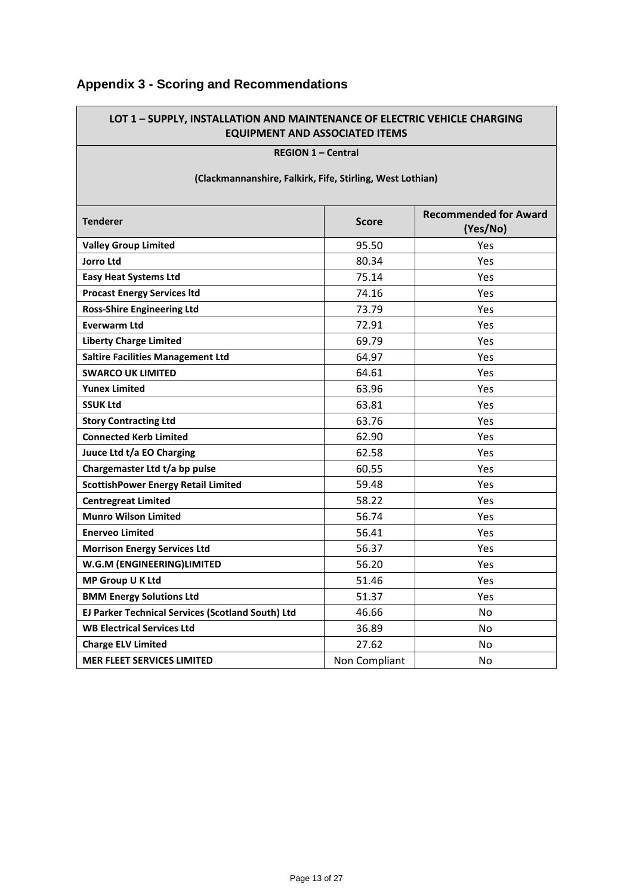## Appendix 3 - Scoring and Recommendations

| LOT 1 – SUPPLY, INSTALLATION AND MAINTENANCE OF ELECTRIC VEHICLE CHARGING EQUIPMENT AND ASSOCIATED ITEMS | | |
|---|---|---|
| **REGION 1 – Central**<br><br>**(Clackmannanshire, Falkirk, Fife, Stirling, West Lothian)** | | |
| **Tenderer** | **Score** | **Recommended for Award (Yes/No)** |
| **Valley Group Limited** | 95.50 | Yes |
| **Jorro Ltd** | 80.34 | Yes |
| **Easy Heat Systems Ltd** | 75.14 | Yes |
| **Procast Energy Services ltd** | 74.16 | Yes |
| **Ross-Shire Engineering Ltd** | 73.79 | Yes |
| **Everwarm Ltd** | 72.91 | Yes |
| **Liberty Charge Limited** | 69.79 | Yes |
| **Saltire Facilities Management Ltd** | 64.97 | Yes |
| **SWARCO UK LIMITED** | 64.61 | Yes |
| **Yunex Limited** | 63.96 | Yes |
| **SSUK Ltd** | 63.81 | Yes |
| **Story Contracting Ltd** | 63.76 | Yes |
| **Connected Kerb Limited** | 62.90 | Yes |
| **Juuce Ltd t/a EO Charging** | 62.58 | Yes |
| **Chargemaster Ltd t/a bp pulse** | 60.55 | Yes |
| **ScottishPower Energy Retail Limited** | 59.48 | Yes |
| **Centregreat Limited** | 58.22 | Yes |
| **Munro Wilson Limited** | 56.74 | Yes |
| **Enerveo Limited** | 56.41 | Yes |
| **Morrison Energy Services Ltd** | 56.37 | Yes |
| **W.G.M (ENGINEERING)LIMITED** | 56.20 | Yes |
| **MP Group U K Ltd** | 51.46 | Yes |
| **BMM Energy Solutions Ltd** | 51.37 | Yes |
| **EJ Parker Technical Services (Scotland South) Ltd** | 46.66 | No |
| **WB Electrical Services Ltd** | 36.89 | No |
| **Charge ELV Limited** | 27.62 | No |
| **MER FLEET SERVICES LIMITED** | Non Compliant | No |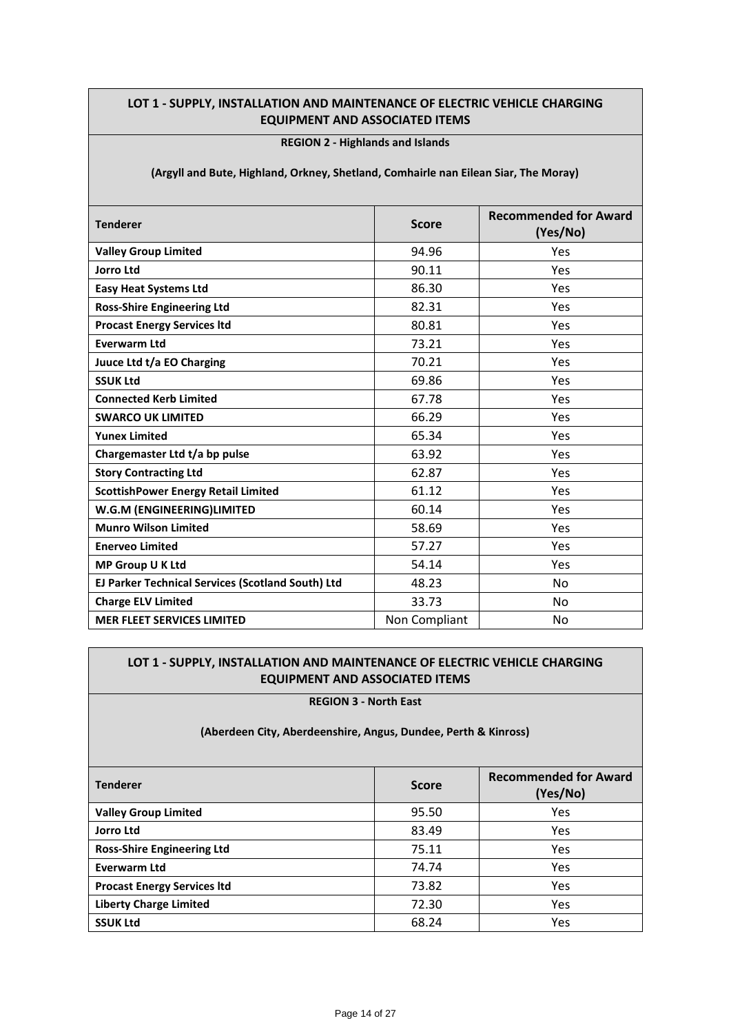**LOT 1 - SUPPLY, INSTALLATION AND MAINTENANCE OF ELECTRIC VEHICLE CHARGING EQUIPMENT AND ASSOCIATED ITEMS**

**REGION 2 - Highlands and Islands**

**(Argyll and Bute, Highland, Orkney, Shetland, Comhairle nan Eilean Siar, The Moray)**

| Tenderer | Score | Recommended for Award (Yes/No) |
|---|---|---|
| **Valley Group Limited** | 94.96 | Yes |
| **Jorro Ltd** | 90.11 | Yes |
| **Easy Heat Systems Ltd** | 86.30 | Yes |
| **Ross-Shire Engineering Ltd** | 82.31 | Yes |
| **Procast Energy Services ltd** | 80.81 | Yes |
| **Everwarm Ltd** | 73.21 | Yes |
| **Juuce Ltd t/a EO Charging** | 70.21 | Yes |
| **SSUK Ltd** | 69.86 | Yes |
| **Connected Kerb Limited** | 67.78 | Yes |
| **SWARCO UK LIMITED** | 66.29 | Yes |
| **Yunex Limited** | 65.34 | Yes |
| **Chargemaster Ltd t/a bp pulse** | 63.92 | Yes |
| **Story Contracting Ltd** | 62.87 | Yes |
| **ScottishPower Energy Retail Limited** | 61.12 | Yes |
| **W.G.M (ENGINEERING)LIMITED** | 60.14 | Yes |
| **Munro Wilson Limited** | 58.69 | Yes |
| **Enerveo Limited** | 57.27 | Yes |
| **MP Group U K Ltd** | 54.14 | Yes |
| **EJ Parker Technical Services (Scotland South) Ltd** | 48.23 | No |
| **Charge ELV Limited** | 33.73 | No |
| **MER FLEET SERVICES LIMITED** | Non Compliant | No |

**LOT 1 - SUPPLY, INSTALLATION AND MAINTENANCE OF ELECTRIC VEHICLE CHARGING EQUIPMENT AND ASSOCIATED ITEMS**

**REGION 3 - North East**

**(Aberdeen City, Aberdeenshire, Angus, Dundee, Perth & Kinross)**

| Tenderer | Score | Recommended for Award (Yes/No) |
|---|---|---|
| **Valley Group Limited** | 95.50 | Yes |
| **Jorro Ltd** | 83.49 | Yes |
| **Ross-Shire Engineering Ltd** | 75.11 | Yes |
| **Everwarm Ltd** | 74.74 | Yes |
| **Procast Energy Services ltd** | 73.82 | Yes |
| **Liberty Charge Limited** | 72.30 | Yes |
| **SSUK Ltd** | 68.24 | Yes |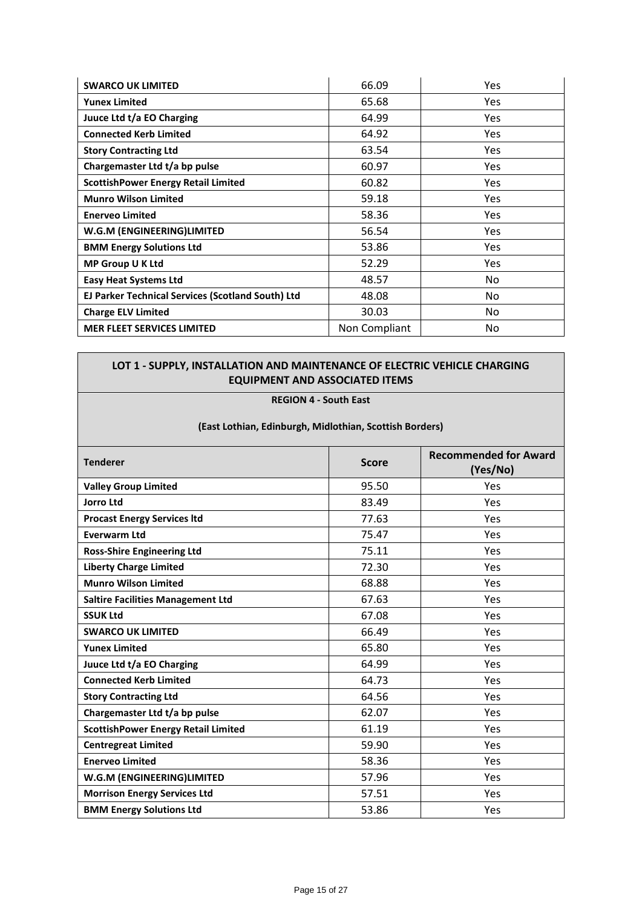| | | |
|---|---|---|
| **SWARCO UK LIMITED** | 66.09 | Yes |
| **Yunex Limited** | 65.68 | Yes |
| **Juuce Ltd t/a EO Charging** | 64.99 | Yes |
| **Connected Kerb Limited** | 64.92 | Yes |
| **Story Contracting Ltd** | 63.54 | Yes |
| **Chargemaster Ltd t/a bp pulse** | 60.97 | Yes |
| **ScottishPower Energy Retail Limited** | 60.82 | Yes |
| **Munro Wilson Limited** | 59.18 | Yes |
| **Enerveo Limited** | 58.36 | Yes |
| **W.G.M (ENGINEERING)LIMITED** | 56.54 | Yes |
| **BMM Energy Solutions Ltd** | 53.86 | Yes |
| **MP Group U K Ltd** | 52.29 | Yes |
| **Easy Heat Systems Ltd** | 48.57 | No |
| **EJ Parker Technical Services (Scotland South) Ltd** | 48.08 | No |
| **Charge ELV Limited** | 30.03 | No |
| **MER FLEET SERVICES LIMITED** | Non Compliant | No |

**LOT 1 - SUPPLY, INSTALLATION AND MAINTENANCE OF ELECTRIC VEHICLE CHARGING EQUIPMENT AND ASSOCIATED ITEMS**

**REGION 4 - South East**

**(East Lothian, Edinburgh, Midlothian, Scottish Borders)**

| Tenderer | Score | Recommended for Award (Yes/No) |
|---|---|---|
| **Valley Group Limited** | 95.50 | Yes |
| **Jorro Ltd** | 83.49 | Yes |
| **Procast Energy Services ltd** | 77.63 | Yes |
| **Everwarm Ltd** | 75.47 | Yes |
| **Ross-Shire Engineering Ltd** | 75.11 | Yes |
| **Liberty Charge Limited** | 72.30 | Yes |
| **Munro Wilson Limited** | 68.88 | Yes |
| **Saltire Facilities Management Ltd** | 67.63 | Yes |
| **SSUK Ltd** | 67.08 | Yes |
| **SWARCO UK LIMITED** | 66.49 | Yes |
| **Yunex Limited** | 65.80 | Yes |
| **Juuce Ltd t/a EO Charging** | 64.99 | Yes |
| **Connected Kerb Limited** | 64.73 | Yes |
| **Story Contracting Ltd** | 64.56 | Yes |
| **Chargemaster Ltd t/a bp pulse** | 62.07 | Yes |
| **ScottishPower Energy Retail Limited** | 61.19 | Yes |
| **Centregreat Limited** | 59.90 | Yes |
| **Enerveo Limited** | 58.36 | Yes |
| **W.G.M (ENGINEERING)LIMITED** | 57.96 | Yes |
| **Morrison Energy Services Ltd** | 57.51 | Yes |
| **BMM Energy Solutions Ltd** | 53.86 | Yes |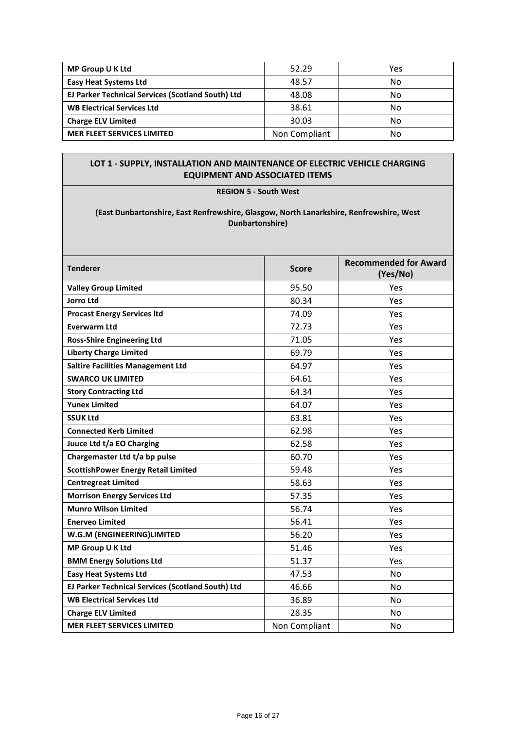| | | |
|---|---|---|
| **MP Group U K Ltd** | 52.29 | Yes |
| **Easy Heat Systems Ltd** | 48.57 | No |
| **EJ Parker Technical Services (Scotland South) Ltd** | 48.08 | No |
| **WB Electrical Services Ltd** | 38.61 | No |
| **Charge ELV Limited** | 30.03 | No |
| **MER FLEET SERVICES LIMITED** | Non Compliant | No |

**LOT 1 - SUPPLY, INSTALLATION AND MAINTENANCE OF ELECTRIC VEHICLE CHARGING EQUIPMENT AND ASSOCIATED ITEMS**

**REGION 5 - South West**

**(East Dunbartonshire, East Renfrewshire, Glasgow, North Lanarkshire, Renfrewshire, West Dunbartonshire)**

| Tenderer | Score | Recommended for Award (Yes/No) |
|---|---|---|
| **Valley Group Limited** | 95.50 | Yes |
| **Jorro Ltd** | 80.34 | Yes |
| **Procast Energy Services ltd** | 74.09 | Yes |
| **Everwarm Ltd** | 72.73 | Yes |
| **Ross-Shire Engineering Ltd** | 71.05 | Yes |
| **Liberty Charge Limited** | 69.79 | Yes |
| **Saltire Facilities Management Ltd** | 64.97 | Yes |
| **SWARCO UK LIMITED** | 64.61 | Yes |
| **Story Contracting Ltd** | 64.34 | Yes |
| **Yunex Limited** | 64.07 | Yes |
| **SSUK Ltd** | 63.81 | Yes |
| **Connected Kerb Limited** | 62.98 | Yes |
| **Juuce Ltd t/a EO Charging** | 62.58 | Yes |
| **Chargemaster Ltd t/a bp pulse** | 60.70 | Yes |
| **ScottishPower Energy Retail Limited** | 59.48 | Yes |
| **Centregreat Limited** | 58.63 | Yes |
| **Morrison Energy Services Ltd** | 57.35 | Yes |
| **Munro Wilson Limited** | 56.74 | Yes |
| **Enerveo Limited** | 56.41 | Yes |
| **W.G.M (ENGINEERING)LIMITED** | 56.20 | Yes |
| **MP Group U K Ltd** | 51.46 | Yes |
| **BMM Energy Solutions Ltd** | 51.37 | Yes |
| **Easy Heat Systems Ltd** | 47.53 | No |
| **EJ Parker Technical Services (Scotland South) Ltd** | 46.66 | No |
| **WB Electrical Services Ltd** | 36.89 | No |
| **Charge ELV Limited** | 28.35 | No |
| **MER FLEET SERVICES LIMITED** | Non Compliant | No |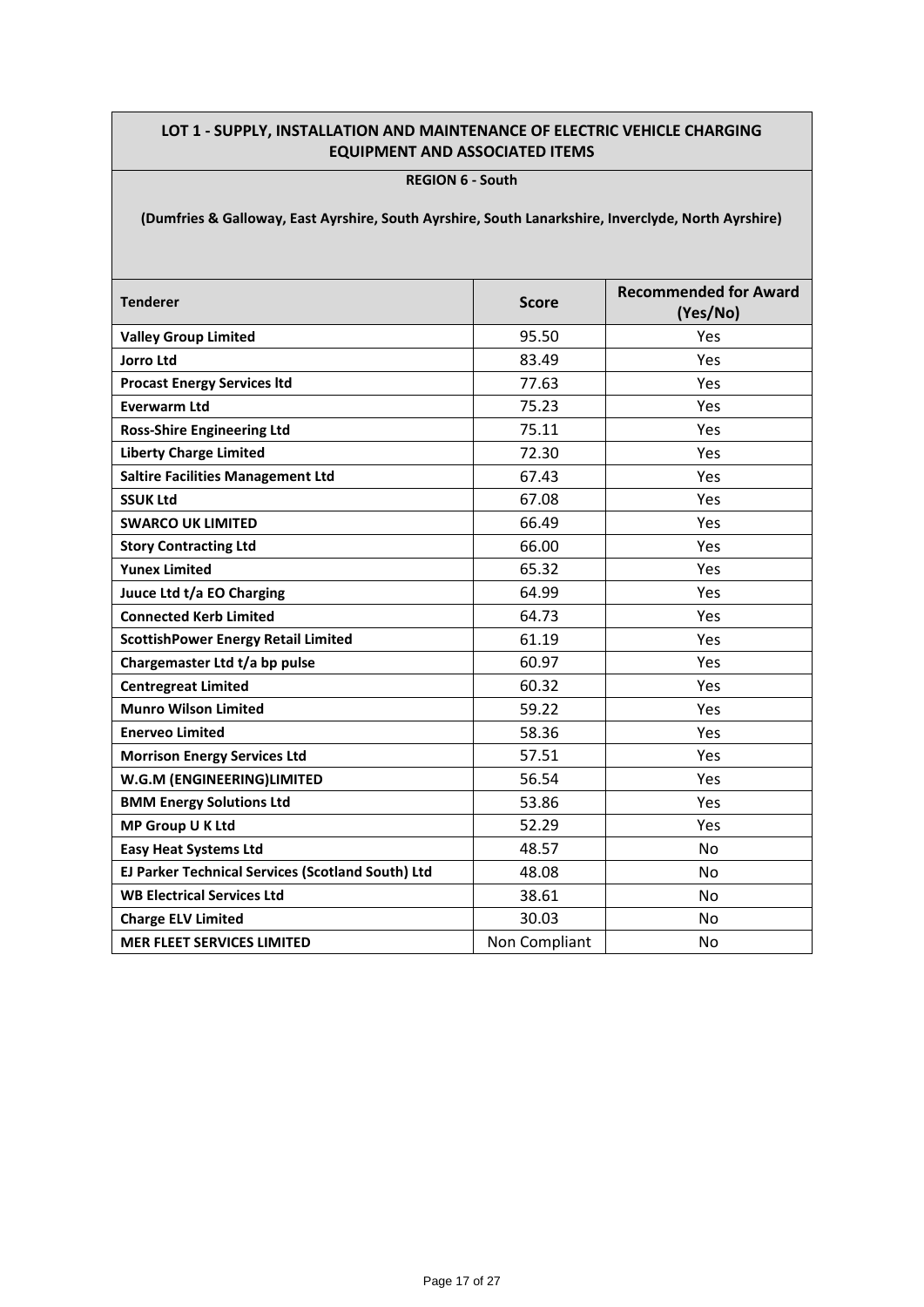**LOT 1 - SUPPLY, INSTALLATION AND MAINTENANCE OF ELECTRIC VEHICLE CHARGING EQUIPMENT AND ASSOCIATED ITEMS**

**REGION 6 - South**

**(Dumfries & Galloway, East Ayrshire, South Ayrshire, South Lanarkshire, Inverclyde, North Ayrshire)**

| Tenderer | Score | Recommended for Award (Yes/No) |
|---|---|---|
| **Valley Group Limited** | 95.50 | Yes |
| **Jorro Ltd** | 83.49 | Yes |
| **Procast Energy Services ltd** | 77.63 | Yes |
| **Everwarm Ltd** | 75.23 | Yes |
| **Ross-Shire Engineering Ltd** | 75.11 | Yes |
| **Liberty Charge Limited** | 72.30 | Yes |
| **Saltire Facilities Management Ltd** | 67.43 | Yes |
| **SSUK Ltd** | 67.08 | Yes |
| **SWARCO UK LIMITED** | 66.49 | Yes |
| **Story Contracting Ltd** | 66.00 | Yes |
| **Yunex Limited** | 65.32 | Yes |
| **Juuce Ltd t/a EO Charging** | 64.99 | Yes |
| **Connected Kerb Limited** | 64.73 | Yes |
| **ScottishPower Energy Retail Limited** | 61.19 | Yes |
| **Chargemaster Ltd t/a bp pulse** | 60.97 | Yes |
| **Centregreat Limited** | 60.32 | Yes |
| **Munro Wilson Limited** | 59.22 | Yes |
| **Enerveo Limited** | 58.36 | Yes |
| **Morrison Energy Services Ltd** | 57.51 | Yes |
| **W.G.M (ENGINEERING)LIMITED** | 56.54 | Yes |
| **BMM Energy Solutions Ltd** | 53.86 | Yes |
| **MP Group U K Ltd** | 52.29 | Yes |
| **Easy Heat Systems Ltd** | 48.57 | No |
| **EJ Parker Technical Services (Scotland South) Ltd** | 48.08 | No |
| **WB Electrical Services Ltd** | 38.61 | No |
| **Charge ELV Limited** | 30.03 | No |
| **MER FLEET SERVICES LIMITED** | Non Compliant | No |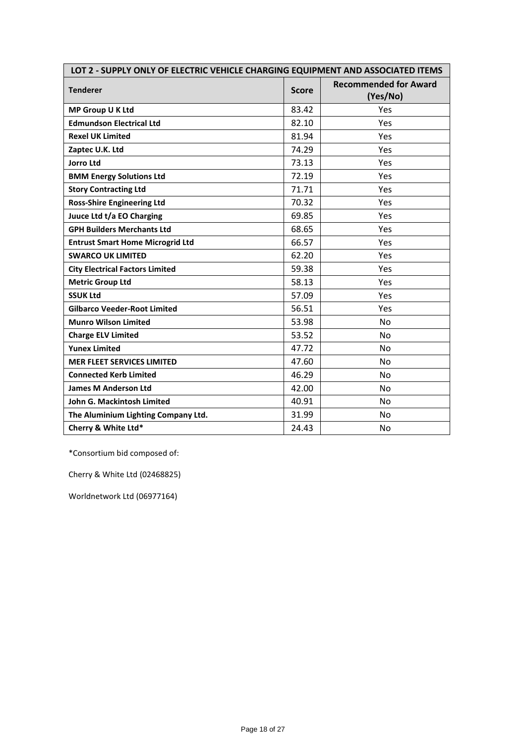| LOT 2 - SUPPLY ONLY OF ELECTRIC VEHICLE CHARGING EQUIPMENT AND ASSOCIATED ITEMS | | |
| --- | --- | --- |
| **Tenderer** | **Score** | **Recommended for Award (Yes/No)** |
| **MP Group U K Ltd** | 83.42 | Yes |
| **Edmundson Electrical Ltd** | 82.10 | Yes |
| **Rexel UK Limited** | 81.94 | Yes |
| **Zaptec U.K. Ltd** | 74.29 | Yes |
| **Jorro Ltd** | 73.13 | Yes |
| **BMM Energy Solutions Ltd** | 72.19 | Yes |
| **Story Contracting Ltd** | 71.71 | Yes |
| **Ross-Shire Engineering Ltd** | 70.32 | Yes |
| **Juuce Ltd t/a EO Charging** | 69.85 | Yes |
| **GPH Builders Merchants Ltd** | 68.65 | Yes |
| **Entrust Smart Home Microgrid Ltd** | 66.57 | Yes |
| **SWARCO UK LIMITED** | 62.20 | Yes |
| **City Electrical Factors Limited** | 59.38 | Yes |
| **Metric Group Ltd** | 58.13 | Yes |
| **SSUK Ltd** | 57.09 | Yes |
| **Gilbarco Veeder-Root Limited** | 56.51 | Yes |
| **Munro Wilson Limited** | 53.98 | No |
| **Charge ELV Limited** | 53.52 | No |
| **Yunex Limited** | 47.72 | No |
| **MER FLEET SERVICES LIMITED** | 47.60 | No |
| **Connected Kerb Limited** | 46.29 | No |
| **James M Anderson Ltd** | 42.00 | No |
| **John G. Mackintosh Limited** | 40.91 | No |
| **The Aluminium Lighting Company Ltd.** | 31.99 | No |
| **Cherry & White Ltd*** | 24.43 | No |

*Consortium bid composed of:

Cherry & White Ltd (02468825)

Worldnetwork Ltd (06977164)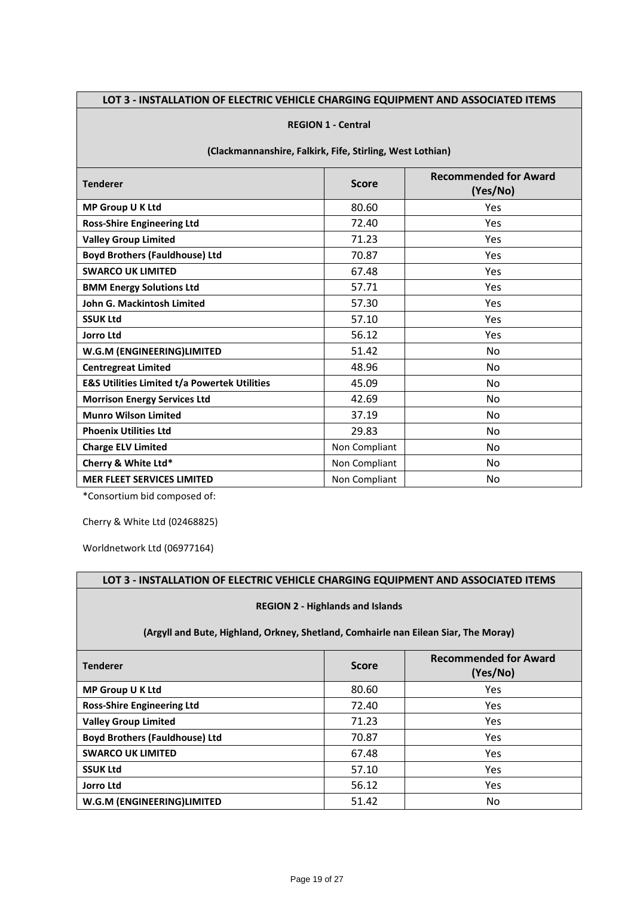| LOT 3 - INSTALLATION OF ELECTRIC VEHICLE CHARGING EQUIPMENT AND ASSOCIATED ITEMS | | |
|---|---|---|
| **REGION 1 - Central** | | |
| **(Clackmannanshire, Falkirk, Fife, Stirling, West Lothian)** | | |
| **Tenderer** | **Score** | **Recommended for Award (Yes/No)** |
| **MP Group U K Ltd** | 80.60 | Yes |
| **Ross-Shire Engineering Ltd** | 72.40 | Yes |
| **Valley Group Limited** | 71.23 | Yes |
| **Boyd Brothers (Fauldhouse) Ltd** | 70.87 | Yes |
| **SWARCO UK LIMITED** | 67.48 | Yes |
| **BMM Energy Solutions Ltd** | 57.71 | Yes |
| **John G. Mackintosh Limited** | 57.30 | Yes |
| **SSUK Ltd** | 57.10 | Yes |
| **Jorro Ltd** | 56.12 | Yes |
| **W.G.M (ENGINEERING)LIMITED** | 51.42 | No |
| **Centregreat Limited** | 48.96 | No |
| **E&S Utilities Limited t/a Powertek Utilities** | 45.09 | No |
| **Morrison Energy Services Ltd** | 42.69 | No |
| **Munro Wilson Limited** | 37.19 | No |
| **Phoenix Utilities Ltd** | 29.83 | No |
| **Charge ELV Limited** | Non Compliant | No |
| **Cherry & White Ltd*** | Non Compliant | No |
| **MER FLEET SERVICES LIMITED** | Non Compliant | No |

*Consortium bid composed of:

Cherry & White Ltd (02468825)

Worldnetwork Ltd (06977164)

| LOT 3 - INSTALLATION OF ELECTRIC VEHICLE CHARGING EQUIPMENT AND ASSOCIATED ITEMS | | |
|---|---|---|
| **REGION 2 - Highlands and Islands** | | |
| **(Argyll and Bute, Highland, Orkney, Shetland, Comhairle nan Eilean Siar, The Moray)** | | |
| **Tenderer** | **Score** | **Recommended for Award (Yes/No)** |
| **MP Group U K Ltd** | 80.60 | Yes |
| **Ross-Shire Engineering Ltd** | 72.40 | Yes |
| **Valley Group Limited** | 71.23 | Yes |
| **Boyd Brothers (Fauldhouse) Ltd** | 70.87 | Yes |
| **SWARCO UK LIMITED** | 67.48 | Yes |
| **SSUK Ltd** | 57.10 | Yes |
| **Jorro Ltd** | 56.12 | Yes |
| **W.G.M (ENGINEERING)LIMITED** | 51.42 | No |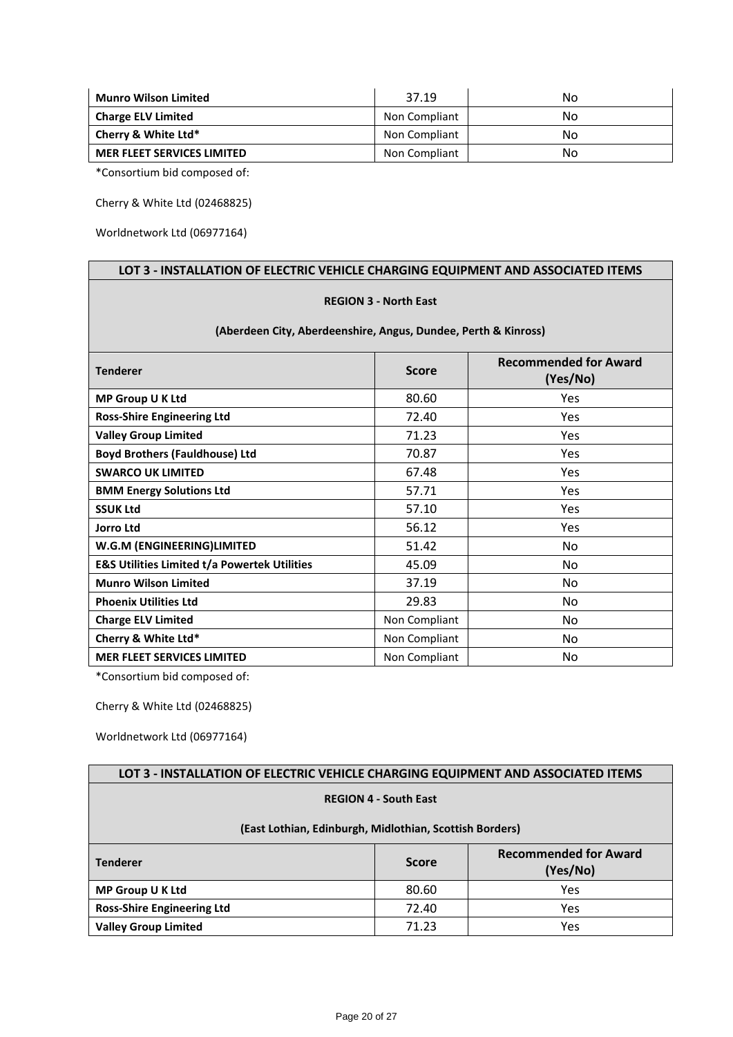| | | |
|---|---|---|
| **Munro Wilson Limited** | 37.19 | No |
| **Charge ELV Limited** | Non Compliant | No |
| **Cherry & White Ltd*** | Non Compliant | No |
| **MER FLEET SERVICES LIMITED** | Non Compliant | No |

*Consortium bid composed of:

Cherry & White Ltd (02468825)

Worldnetwork Ltd (06977164)

| **LOT 3 - INSTALLATION OF ELECTRIC VEHICLE CHARGING EQUIPMENT AND ASSOCIATED ITEMS**<br>**REGION 3 - North East**<br>**(Aberdeen City, Aberdeenshire, Angus, Dundee, Perth & Kinross)** | | |
|---|---|---|
| **Tenderer** | **Score** | **Recommended for Award (Yes/No)** |
| **MP Group U K Ltd** | 80.60 | Yes |
| **Ross-Shire Engineering Ltd** | 72.40 | Yes |
| **Valley Group Limited** | 71.23 | Yes |
| **Boyd Brothers (Fauldhouse) Ltd** | 70.87 | Yes |
| **SWARCO UK LIMITED** | 67.48 | Yes |
| **BMM Energy Solutions Ltd** | 57.71 | Yes |
| **SSUK Ltd** | 57.10 | Yes |
| **Jorro Ltd** | 56.12 | Yes |
| **W.G.M (ENGINEERING)LIMITED** | 51.42 | No |
| **E&S Utilities Limited t/a Powertek Utilities** | 45.09 | No |
| **Munro Wilson Limited** | 37.19 | No |
| **Phoenix Utilities Ltd** | 29.83 | No |
| **Charge ELV Limited** | Non Compliant | No |
| **Cherry & White Ltd*** | Non Compliant | No |
| **MER FLEET SERVICES LIMITED** | Non Compliant | No |

*Consortium bid composed of:

Cherry & White Ltd (02468825)

Worldnetwork Ltd (06977164)

| **LOT 3 - INSTALLATION OF ELECTRIC VEHICLE CHARGING EQUIPMENT AND ASSOCIATED ITEMS**<br>**REGION 4 - South East**<br>**(East Lothian, Edinburgh, Midlothian, Scottish Borders)** | | |
|---|---|---|
| **Tenderer** | **Score** | **Recommended for Award (Yes/No)** |
| **MP Group U K Ltd** | 80.60 | Yes |
| **Ross-Shire Engineering Ltd** | 72.40 | Yes |
| **Valley Group Limited** | 71.23 | Yes |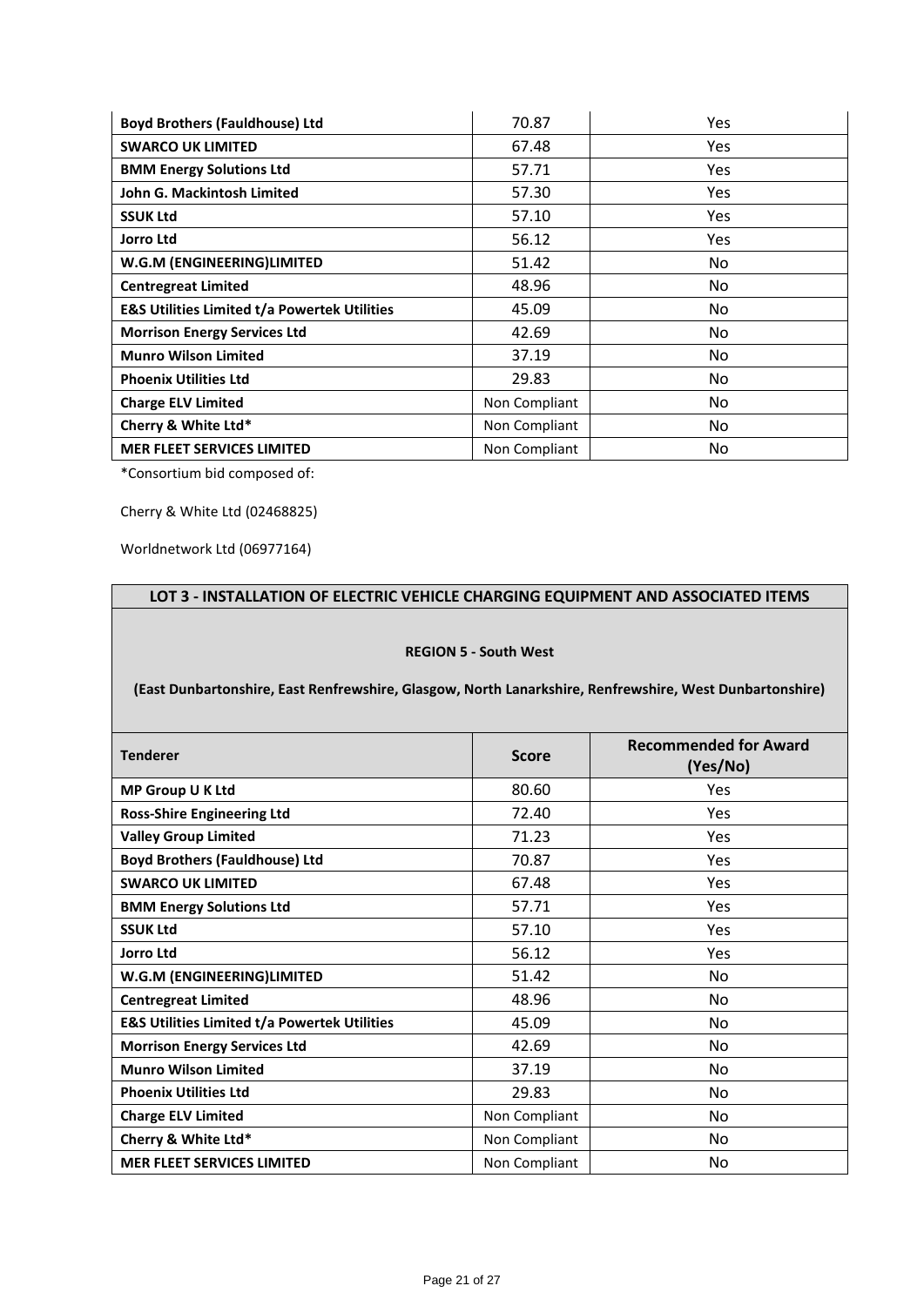| | | |
|---|---|---|
| **Boyd Brothers (Fauldhouse) Ltd** | 70.87 | Yes |
| **SWARCO UK LIMITED** | 67.48 | Yes |
| **BMM Energy Solutions Ltd** | 57.71 | Yes |
| **John G. Mackintosh Limited** | 57.30 | Yes |
| **SSUK Ltd** | 57.10 | Yes |
| **Jorro Ltd** | 56.12 | Yes |
| **W.G.M (ENGINEERING)LIMITED** | 51.42 | No |
| **Centregreat Limited** | 48.96 | No |
| **E&S Utilities Limited t/a Powertek Utilities** | 45.09 | No |
| **Morrison Energy Services Ltd** | 42.69 | No |
| **Munro Wilson Limited** | 37.19 | No |
| **Phoenix Utilities Ltd** | 29.83 | No |
| **Charge ELV Limited** | Non Compliant | No |
| **Cherry & White Ltd*** | Non Compliant | No |
| **MER FLEET SERVICES LIMITED** | Non Compliant | No |

*Consortium bid composed of:

Cherry & White Ltd (02468825)

Worldnetwork Ltd (06977164)

**LOT 3 - INSTALLATION OF ELECTRIC VEHICLE CHARGING EQUIPMENT AND ASSOCIATED ITEMS**

**REGION 5 - South West**

**(East Dunbartonshire, East Renfrewshire, Glasgow, North Lanarkshire, Renfrewshire, West Dunbartonshire)**

| Tenderer | Score | Recommended for Award (Yes/No) |
|---|---|---|
| **MP Group U K Ltd** | 80.60 | Yes |
| **Ross-Shire Engineering Ltd** | 72.40 | Yes |
| **Valley Group Limited** | 71.23 | Yes |
| **Boyd Brothers (Fauldhouse) Ltd** | 70.87 | Yes |
| **SWARCO UK LIMITED** | 67.48 | Yes |
| **BMM Energy Solutions Ltd** | 57.71 | Yes |
| **SSUK Ltd** | 57.10 | Yes |
| **Jorro Ltd** | 56.12 | Yes |
| **W.G.M (ENGINEERING)LIMITED** | 51.42 | No |
| **Centregreat Limited** | 48.96 | No |
| **E&S Utilities Limited t/a Powertek Utilities** | 45.09 | No |
| **Morrison Energy Services Ltd** | 42.69 | No |
| **Munro Wilson Limited** | 37.19 | No |
| **Phoenix Utilities Ltd** | 29.83 | No |
| **Charge ELV Limited** | Non Compliant | No |
| **Cherry & White Ltd*** | Non Compliant | No |
| **MER FLEET SERVICES LIMITED** | Non Compliant | No |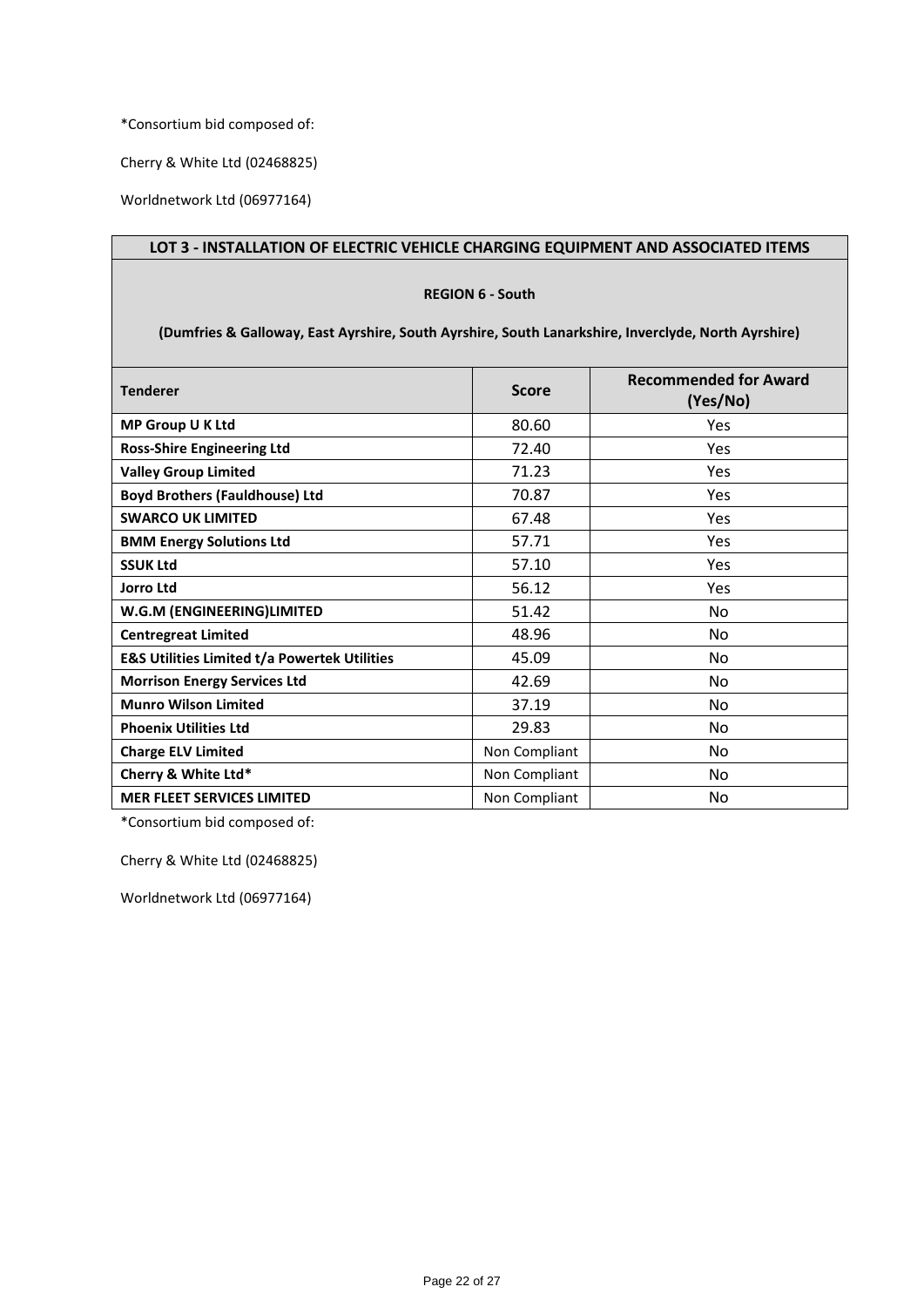*Consortium bid composed of:

Cherry & White Ltd (02468825)

Worldnetwork Ltd (06977164)

## LOT 3 - INSTALLATION OF ELECTRIC VEHICLE CHARGING EQUIPMENT AND ASSOCIATED ITEMS

**REGION 6 - South**

**(Dumfries & Galloway, East Ayrshire, South Ayrshire, South Lanarkshire, Inverclyde, North Ayrshire)**

| Tenderer | Score | Recommended for Award (Yes/No) |
|---|---|---|
| **MP Group U K Ltd** | 80.60 | Yes |
| **Ross-Shire Engineering Ltd** | 72.40 | Yes |
| **Valley Group Limited** | 71.23 | Yes |
| **Boyd Brothers (Fauldhouse) Ltd** | 70.87 | Yes |
| **SWARCO UK LIMITED** | 67.48 | Yes |
| **BMM Energy Solutions Ltd** | 57.71 | Yes |
| **SSUK Ltd** | 57.10 | Yes |
| **Jorro Ltd** | 56.12 | Yes |
| **W.G.M (ENGINEERING)LIMITED** | 51.42 | No |
| **Centregreat Limited** | 48.96 | No |
| **E&S Utilities Limited t/a Powertek Utilities** | 45.09 | No |
| **Morrison Energy Services Ltd** | 42.69 | No |
| **Munro Wilson Limited** | 37.19 | No |
| **Phoenix Utilities Ltd** | 29.83 | No |
| **Charge ELV Limited** | Non Compliant | No |
| **Cherry & White Ltd*** | Non Compliant | No |
| **MER FLEET SERVICES LIMITED** | Non Compliant | No |

*Consortium bid composed of:

Cherry & White Ltd (02468825)

Worldnetwork Ltd (06977164)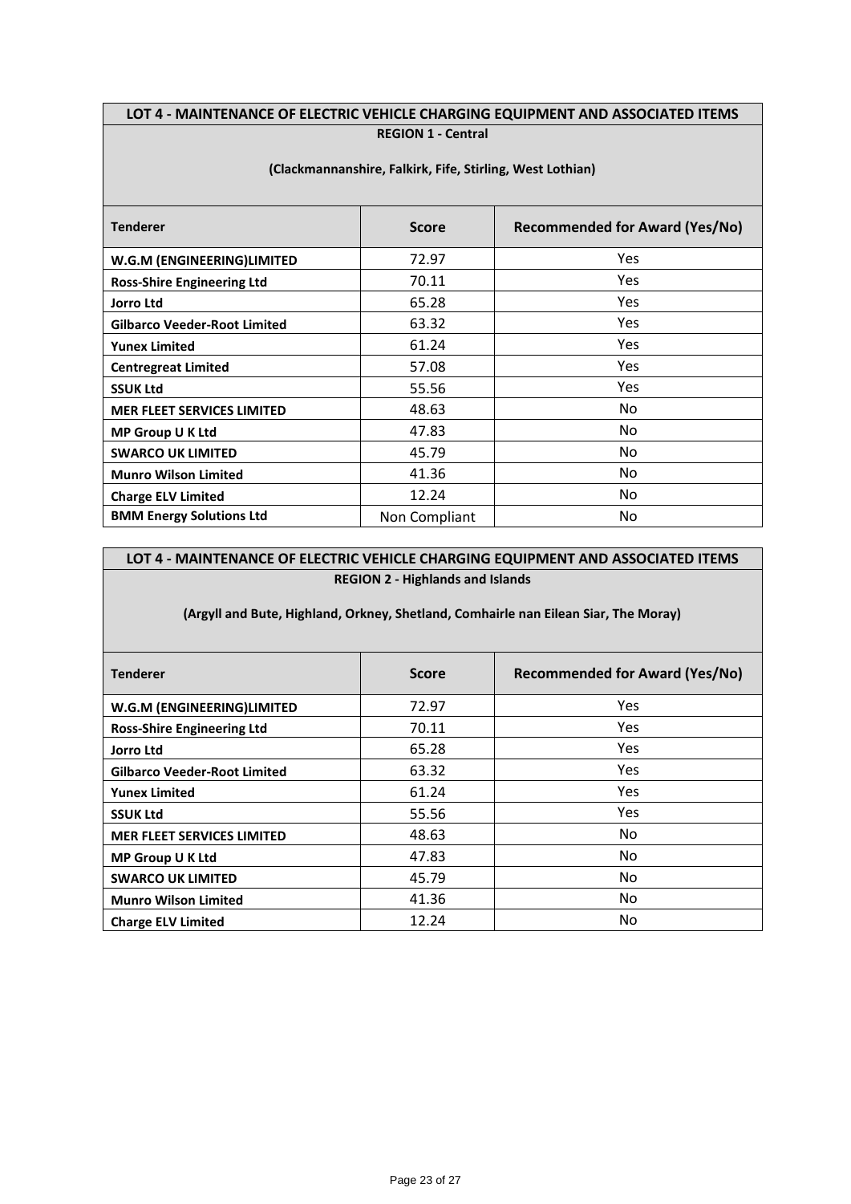## LOT 4 - MAINTENANCE OF ELECTRIC VEHICLE CHARGING EQUIPMENT AND ASSOCIATED ITEMS

**REGION 1 - Central**

**(Clackmannanshire, Falkirk, Fife, Stirling, West Lothian)**

| Tenderer | Score | Recommended for Award (Yes/No) |
|---|---|---|
| **W.G.M (ENGINEERING)LIMITED** | 72.97 | Yes |
| **Ross-Shire Engineering Ltd** | 70.11 | Yes |
| **Jorro Ltd** | 65.28 | Yes |
| **Gilbarco Veeder-Root Limited** | 63.32 | Yes |
| **Yunex Limited** | 61.24 | Yes |
| **Centregreat Limited** | 57.08 | Yes |
| **SSUK Ltd** | 55.56 | Yes |
| **MER FLEET SERVICES LIMITED** | 48.63 | No |
| **MP Group U K Ltd** | 47.83 | No |
| **SWARCO UK LIMITED** | 45.79 | No |
| **Munro Wilson Limited** | 41.36 | No |
| **Charge ELV Limited** | 12.24 | No |
| **BMM Energy Solutions Ltd** | Non Compliant | No |

## LOT 4 - MAINTENANCE OF ELECTRIC VEHICLE CHARGING EQUIPMENT AND ASSOCIATED ITEMS

**REGION 2 - Highlands and Islands**

**(Argyll and Bute, Highland, Orkney, Shetland, Comhairle nan Eilean Siar, The Moray)**

| Tenderer | Score | Recommended for Award (Yes/No) |
|---|---|---|
| **W.G.M (ENGINEERING)LIMITED** | 72.97 | Yes |
| **Ross-Shire Engineering Ltd** | 70.11 | Yes |
| **Jorro Ltd** | 65.28 | Yes |
| **Gilbarco Veeder-Root Limited** | 63.32 | Yes |
| **Yunex Limited** | 61.24 | Yes |
| **SSUK Ltd** | 55.56 | Yes |
| **MER FLEET SERVICES LIMITED** | 48.63 | No |
| **MP Group U K Ltd** | 47.83 | No |
| **SWARCO UK LIMITED** | 45.79 | No |
| **Munro Wilson Limited** | 41.36 | No |
| **Charge ELV Limited** | 12.24 | No |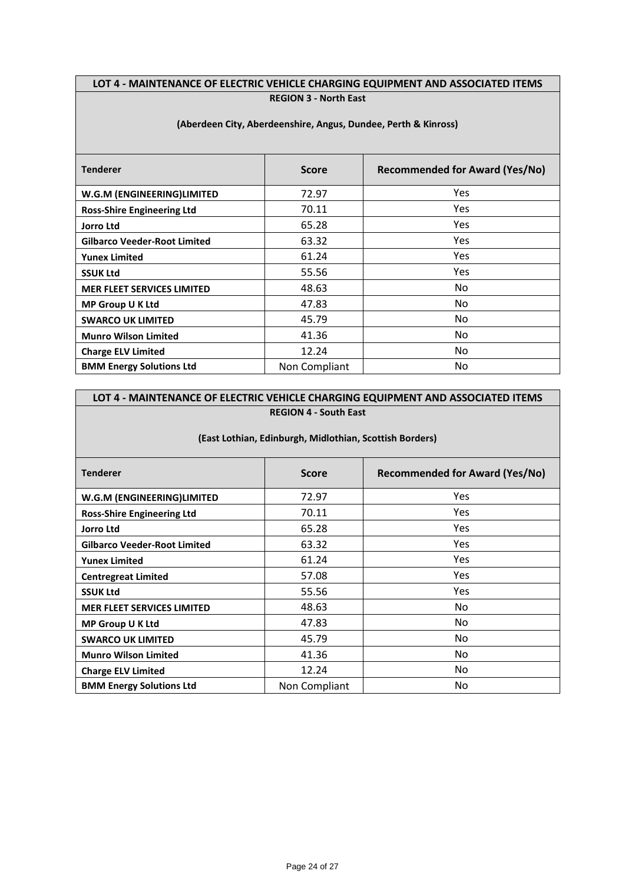## LOT 4 - MAINTENANCE OF ELECTRIC VEHICLE CHARGING EQUIPMENT AND ASSOCIATED ITEMS

**REGION 3 - North East**

**(Aberdeen City, Aberdeenshire, Angus, Dundee, Perth & Kinross)**

| Tenderer | Score | Recommended for Award (Yes/No) |
|---|---|---|
| **W.G.M (ENGINEERING)LIMITED** | 72.97 | Yes |
| **Ross-Shire Engineering Ltd** | 70.11 | Yes |
| **Jorro Ltd** | 65.28 | Yes |
| **Gilbarco Veeder-Root Limited** | 63.32 | Yes |
| **Yunex Limited** | 61.24 | Yes |
| **SSUK Ltd** | 55.56 | Yes |
| **MER FLEET SERVICES LIMITED** | 48.63 | No |
| **MP Group U K Ltd** | 47.83 | No |
| **SWARCO UK LIMITED** | 45.79 | No |
| **Munro Wilson Limited** | 41.36 | No |
| **Charge ELV Limited** | 12.24 | No |
| **BMM Energy Solutions Ltd** | Non Compliant | No |

## LOT 4 - MAINTENANCE OF ELECTRIC VEHICLE CHARGING EQUIPMENT AND ASSOCIATED ITEMS

**REGION 4 - South East**

**(East Lothian, Edinburgh, Midlothian, Scottish Borders)**

| Tenderer | Score | Recommended for Award (Yes/No) |
|---|---|---|
| **W.G.M (ENGINEERING)LIMITED** | 72.97 | Yes |
| **Ross-Shire Engineering Ltd** | 70.11 | Yes |
| **Jorro Ltd** | 65.28 | Yes |
| **Gilbarco Veeder-Root Limited** | 63.32 | Yes |
| **Yunex Limited** | 61.24 | Yes |
| **Centregreat Limited** | 57.08 | Yes |
| **SSUK Ltd** | 55.56 | Yes |
| **MER FLEET SERVICES LIMITED** | 48.63 | No |
| **MP Group U K Ltd** | 47.83 | No |
| **SWARCO UK LIMITED** | 45.79 | No |
| **Munro Wilson Limited** | 41.36 | No |
| **Charge ELV Limited** | 12.24 | No |
| **BMM Energy Solutions Ltd** | Non Compliant | No |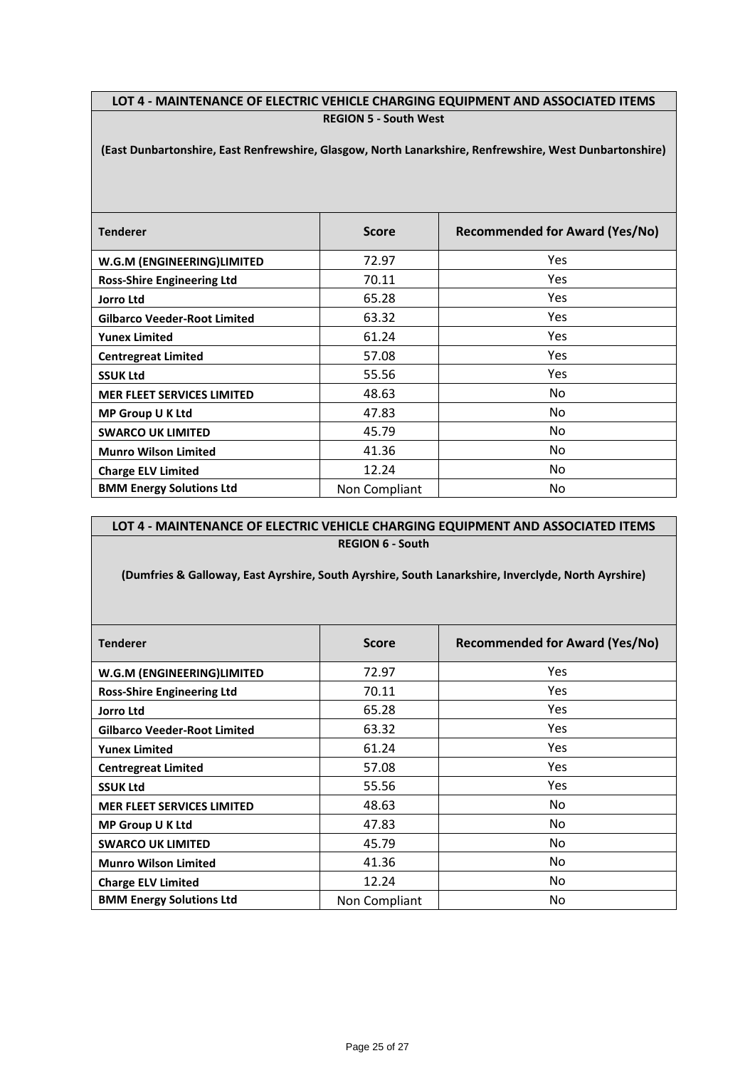## LOT 4 - MAINTENANCE OF ELECTRIC VEHICLE CHARGING EQUIPMENT AND ASSOCIATED ITEMS

**REGION 5 - South West**

**(East Dunbartonshire, East Renfrewshire, Glasgow, North Lanarkshire, Renfrewshire, West Dunbartonshire)**

| Tenderer | Score | Recommended for Award (Yes/No) |
|---|---|---|
| **W.G.M (ENGINEERING)LIMITED** | 72.97 | Yes |
| **Ross-Shire Engineering Ltd** | 70.11 | Yes |
| **Jorro Ltd** | 65.28 | Yes |
| **Gilbarco Veeder-Root Limited** | 63.32 | Yes |
| **Yunex Limited** | 61.24 | Yes |
| **Centregreat Limited** | 57.08 | Yes |
| **SSUK Ltd** | 55.56 | Yes |
| **MER FLEET SERVICES LIMITED** | 48.63 | No |
| **MP Group U K Ltd** | 47.83 | No |
| **SWARCO UK LIMITED** | 45.79 | No |
| **Munro Wilson Limited** | 41.36 | No |
| **Charge ELV Limited** | 12.24 | No |
| **BMM Energy Solutions Ltd** | Non Compliant | No |

## LOT 4 - MAINTENANCE OF ELECTRIC VEHICLE CHARGING EQUIPMENT AND ASSOCIATED ITEMS

**REGION 6 - South**

**(Dumfries & Galloway, East Ayrshire, South Ayrshire, South Lanarkshire, Inverclyde, North Ayrshire)**

| Tenderer | Score | Recommended for Award (Yes/No) |
|---|---|---|
| **W.G.M (ENGINEERING)LIMITED** | 72.97 | Yes |
| **Ross-Shire Engineering Ltd** | 70.11 | Yes |
| **Jorro Ltd** | 65.28 | Yes |
| **Gilbarco Veeder-Root Limited** | 63.32 | Yes |
| **Yunex Limited** | 61.24 | Yes |
| **Centregreat Limited** | 57.08 | Yes |
| **SSUK Ltd** | 55.56 | Yes |
| **MER FLEET SERVICES LIMITED** | 48.63 | No |
| **MP Group U K Ltd** | 47.83 | No |
| **SWARCO UK LIMITED** | 45.79 | No |
| **Munro Wilson Limited** | 41.36 | No |
| **Charge ELV Limited** | 12.24 | No |
| **BMM Energy Solutions Ltd** | Non Compliant | No |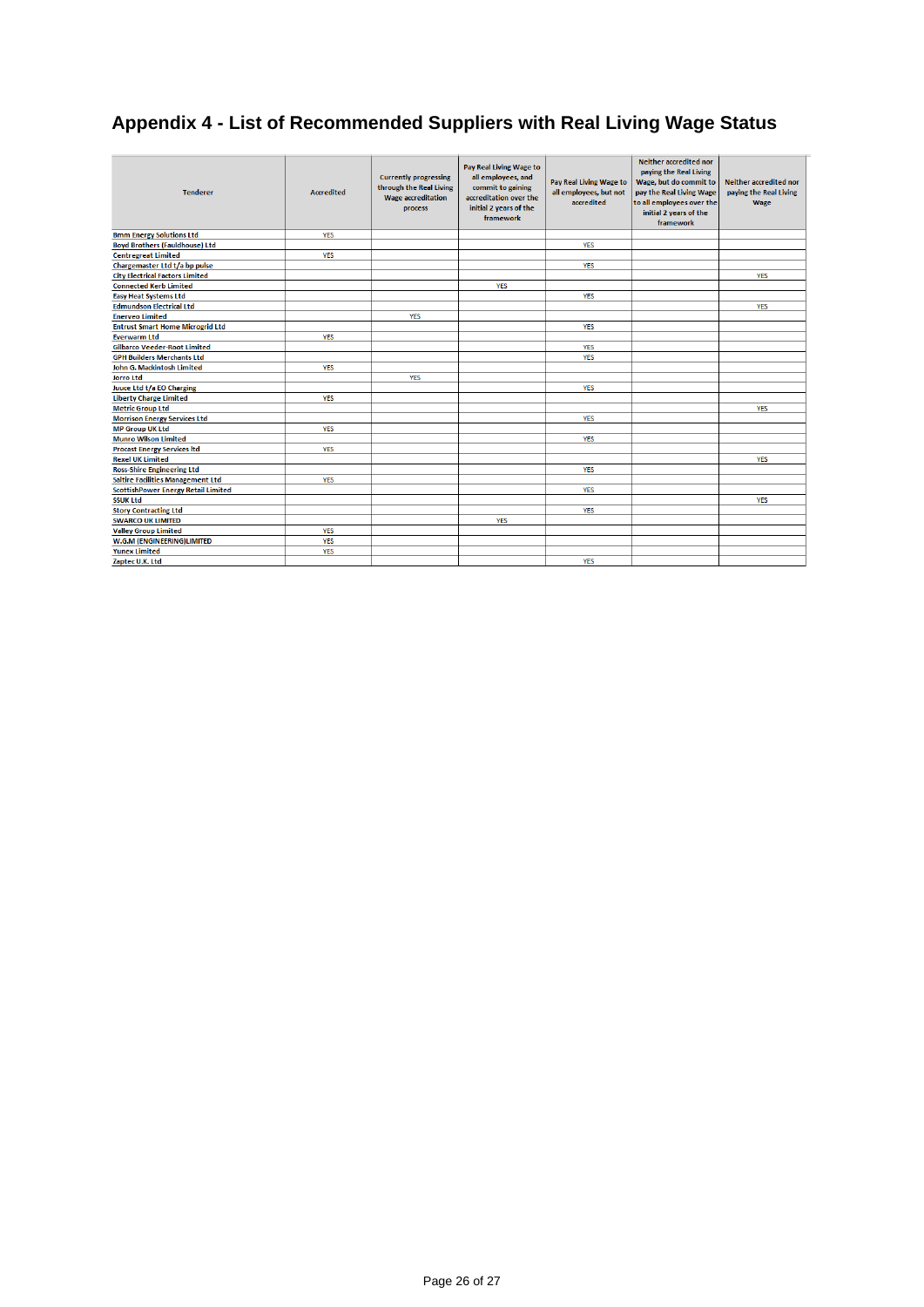# Appendix 4 - List of Recommended Suppliers with Real Living Wage Status

| Tenderer | Accredited | Currently progressing through the Real Living Wage accreditation process | Pay Real Living Wage to all employees, and commit to gaining accreditation over the initial 2 years of the framework | Pay Real Living Wage to all employees, but not accredited | Neither accredited nor paying the Real Living Wage, but do commit to pay the Real Living Wage to all employees over the initial 2 years of the framework | Neither accredited nor paying the Real Living Wage |
|---|---|---|---|---|---|---|
| Bmm Energy Solutions Ltd | YES | | | | | |
| Boyd Brothers (Fauldhouse) Ltd | | | | YES | | |
| Centregreat Limited | YES | | | | | |
| Chargemaster Ltd t/a bp pulse | | | | YES | | |
| City Electrical Factors Limited | | | | | | YES |
| Connected Kerb Limited | | | YES | | | |
| Easy Heat Systems Ltd | | | | YES | | |
| Edmundson Electrical Ltd | | | | | | YES |
| Enerveo Limited | | YES | | | | |
| Entrust Smart Home Microgrid Ltd | | | | YES | | |
| Everwarm Ltd | YES | | | | | |
| Gilbarco Veeder-Root Limited | | | | YES | | |
| GPH Builders Merchants Ltd | | | | YES | | |
| John G. Mackintosh Limited | YES | | | | | |
| Jorro Ltd | | YES | | | | |
| Juuce Ltd t/a EO Charging | | | | YES | | |
| Liberty Charge Limited | YES | | | | | |
| Metric Group Ltd | | | | | | YES |
| Morrison Energy Services Ltd | | | | YES | | |
| MP Group UK Ltd | YES | | | | | |
| Munro Wilson Limited | | | | YES | | |
| Procast Energy Services ltd | YES | | | | | |
| Rexel UK Limited | | | | | | YES |
| Ross-Shire Engineering Ltd | | | | YES | | |
| Saltire Facilities Management Ltd | YES | | | | | |
| ScottishPower Energy Retail Limited | | | | YES | | |
| SSUK Ltd | | | | | | YES |
| Story Contracting Ltd | | | | YES | | |
| SWARCO UK LIMITED | | | YES | | | |
| Valley Group Limited | YES | | | | | |
| W.G.M (ENGINEERING)LIMITED | YES | | | | | |
| Yunex Limited | YES | | | | | |
| Zaptec U.K. Ltd | | | | YES | | |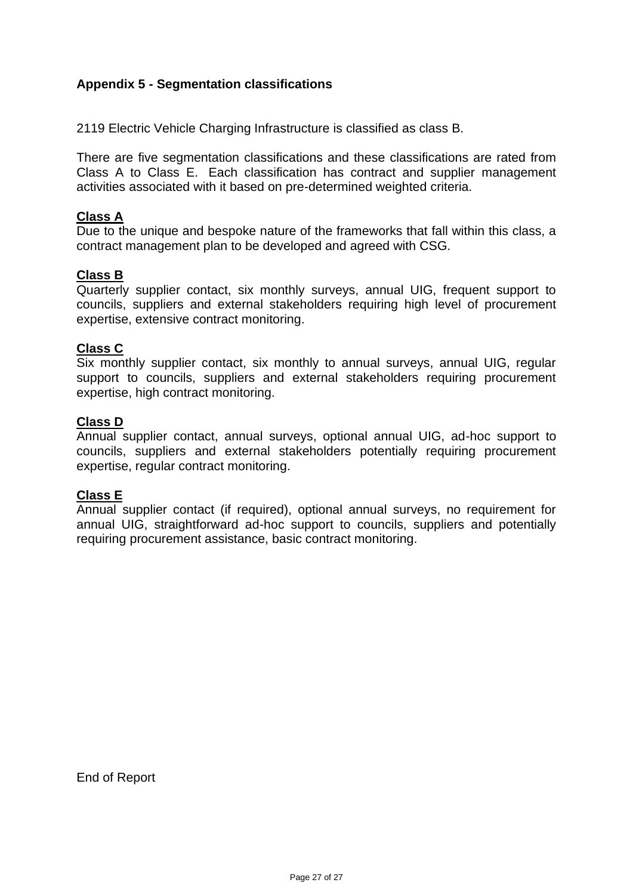## Appendix 5 - Segmentation classifications

2119 Electric Vehicle Charging Infrastructure is classified as class B.

There are five segmentation classifications and these classifications are rated from Class A to Class E. Each classification has contract and supplier management activities associated with it based on pre-determined weighted criteria.

**Class A**

Due to the unique and bespoke nature of the frameworks that fall within this class, a contract management plan to be developed and agreed with CSG.

**Class B**

Quarterly supplier contact, six monthly surveys, annual UIG, frequent support to councils, suppliers and external stakeholders requiring high level of procurement expertise, extensive contract monitoring.

**Class C**

Six monthly supplier contact, six monthly to annual surveys, annual UIG, regular support to councils, suppliers and external stakeholders requiring procurement expertise, high contract monitoring.

**Class D**

Annual supplier contact, annual surveys, optional annual UIG, ad-hoc support to councils, suppliers and external stakeholders potentially requiring procurement expertise, regular contract monitoring.

**Class E**

Annual supplier contact (if required), optional annual surveys, no requirement for annual UIG, straightforward ad-hoc support to councils, suppliers and potentially requiring procurement assistance, basic contract monitoring.

End of Report